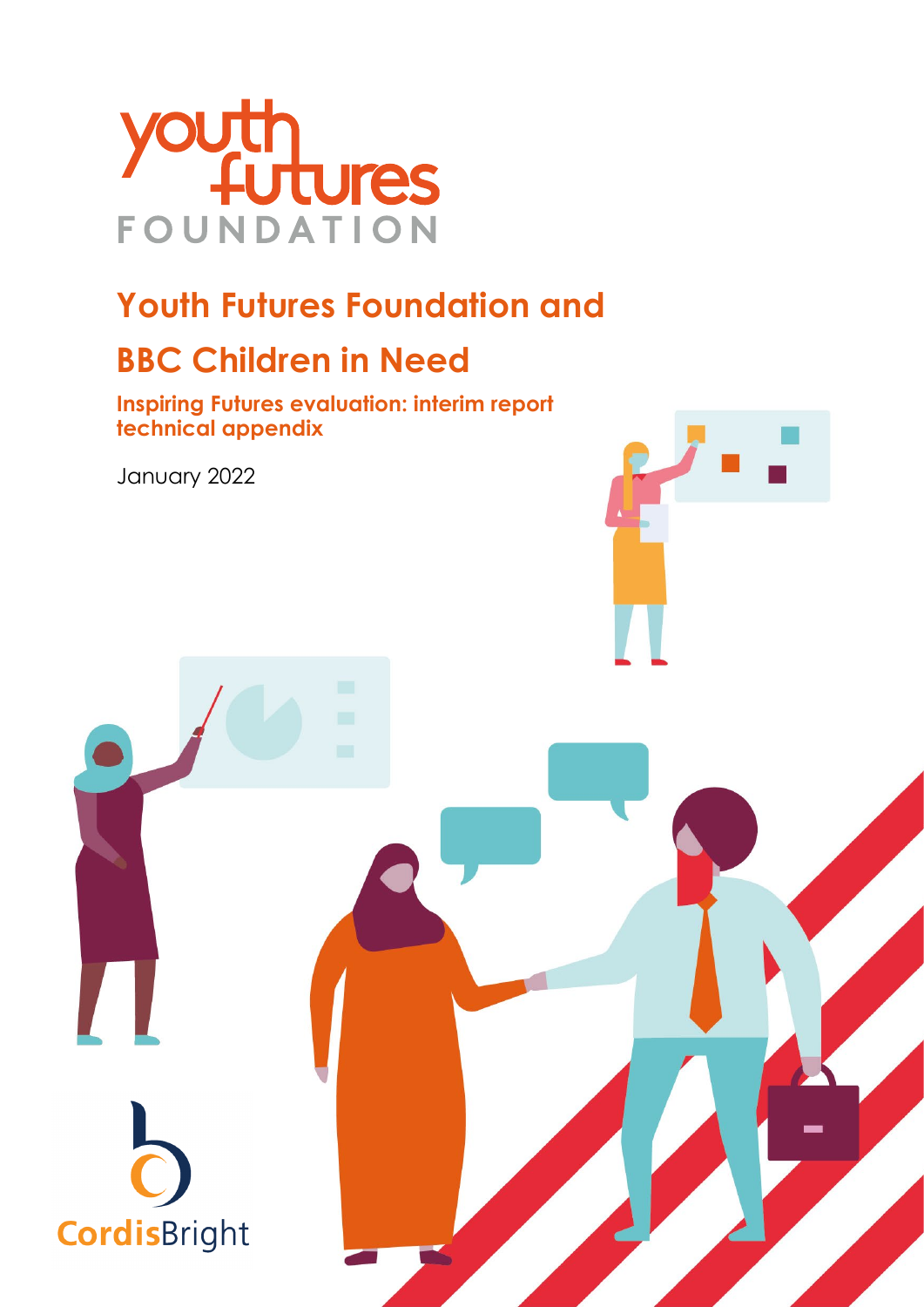# Youth Futures Foundation and BBC Children in Need

## Inspiring Futures evaluation: interim report technical appendix

January 2022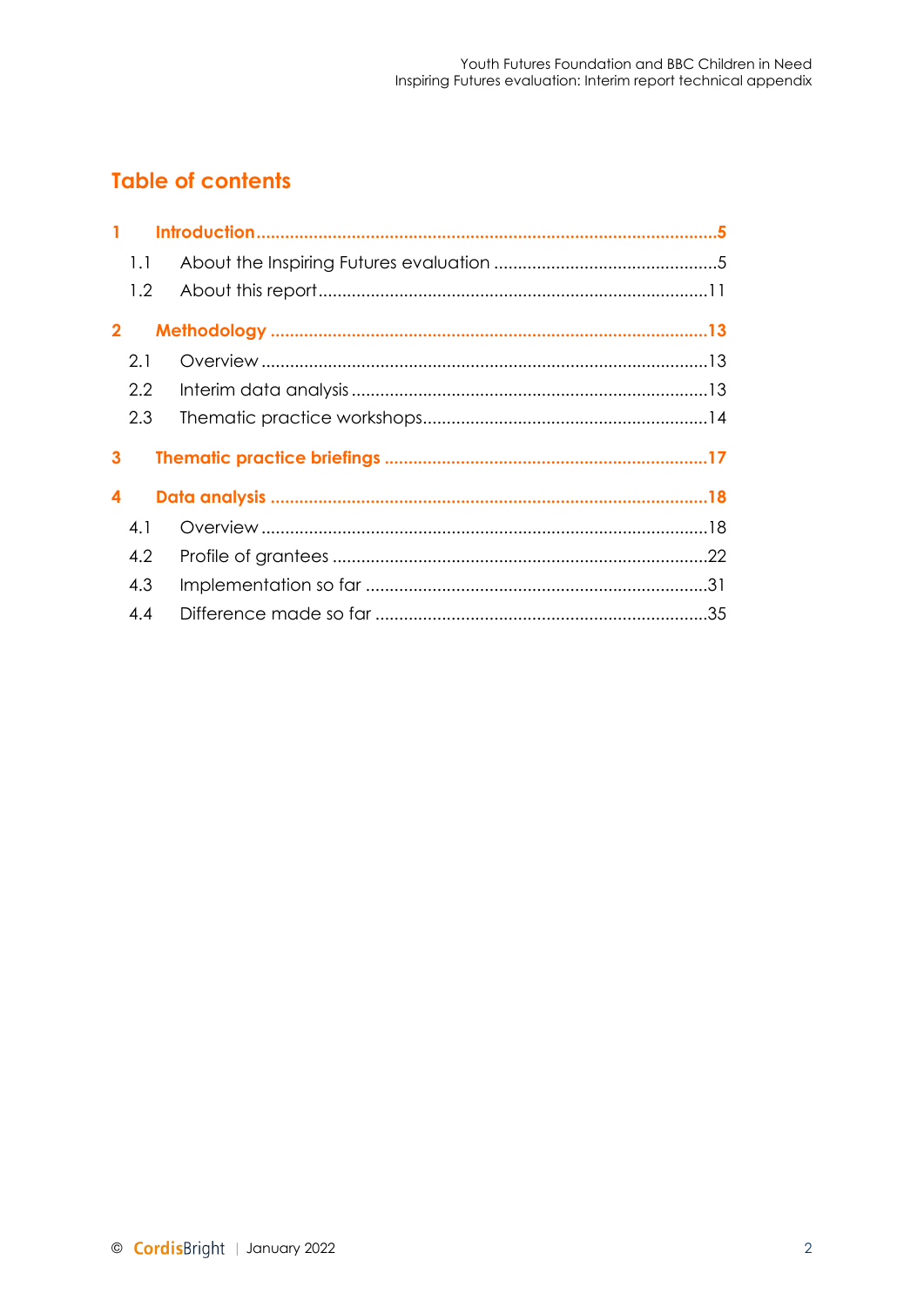# Table of contents

**1 Introduction ... 5**

- 1.1 About the Inspiring Futures evaluation ... 5
- 1.2 About this report ... 11

**2 Methodology ... 13**

- 2.1 Overview ... 13
- 2.2 Interim data analysis ... 13
- 2.3 Thematic practice workshops ... 14

**3 Thematic practice briefings ... 17**

**4 Data analysis ... 18**

- 4.1 Overview ... 18
- 4.2 Profile of grantees ... 22
- 4.3 Implementation so far ... 31
- 4.4 Difference made so far ... 35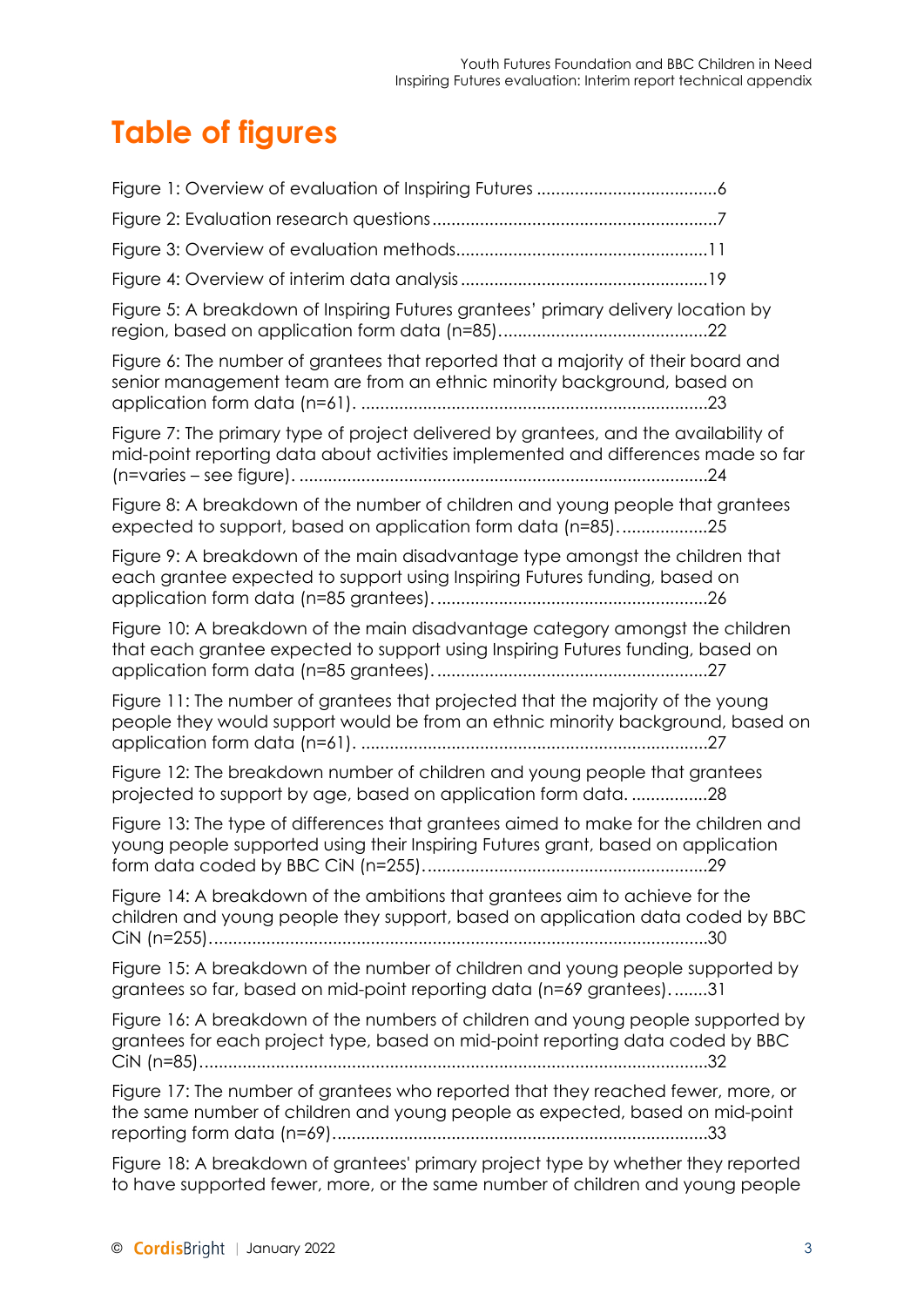# Table of figures

Figure 1: Overview of evaluation of Inspiring Futures ......................................6

Figure 2: Evaluation research questions ............................................................7

Figure 3: Overview of evaluation methods.....................................................11

Figure 4: Overview of interim data analysis ....................................................19

Figure 5: A breakdown of Inspiring Futures grantees' primary delivery location by region, based on application form data (n=85)...........................................22

Figure 6: The number of grantees that reported that a majority of their board and senior management team are from an ethnic minority background, based on application form data (n=61). ........................................................................23

Figure 7: The primary type of project delivered by grantees, and the availability of mid-point reporting data about activities implemented and differences made so far (n=varies – see figure). .....................................................................................24

Figure 8: A breakdown of the number of children and young people that grantees expected to support, based on application form data (n=85)...................25

Figure 9: A breakdown of the main disadvantage type amongst the children that each grantee expected to support using Inspiring Futures funding, based on application form data (n=85 grantees). .........................................................26

Figure 10: A breakdown of the main disadvantage category amongst the children that each grantee expected to support using Inspiring Futures funding, based on application form data (n=85 grantees). .........................................................27

Figure 11: The number of grantees that projected that the majority of the young people they would support would be from an ethnic minority background, based on application form data (n=61). ........................................................................27

Figure 12: The breakdown number of children and young people that grantees projected to support by age, based on application form data. ................28

Figure 13: The type of differences that grantees aimed to make for the children and young people supported using their Inspiring Futures grant, based on application form data coded by BBC CiN (n=255)...........................................................29

Figure 14: A breakdown of the ambitions that grantees aim to achieve for the children and young people they support, based on application data coded by BBC CiN (n=255)........................................................................................................30

Figure 15: A breakdown of the number of children and young people supported by grantees so far, based on mid-point reporting data (n=69 grantees). ........31

Figure 16: A breakdown of the numbers of children and young people supported by grantees for each project type, based on mid-point reporting data coded by BBC CiN (n=85)..........................................................................................................32

Figure 17: The number of grantees who reported that they reached fewer, more, or the same number of children and young people as expected, based on mid-point reporting form data (n=69)..............................................................................33

Figure 18: A breakdown of grantees' primary project type by whether they reported to have supported fewer, more, or the same number of children and young people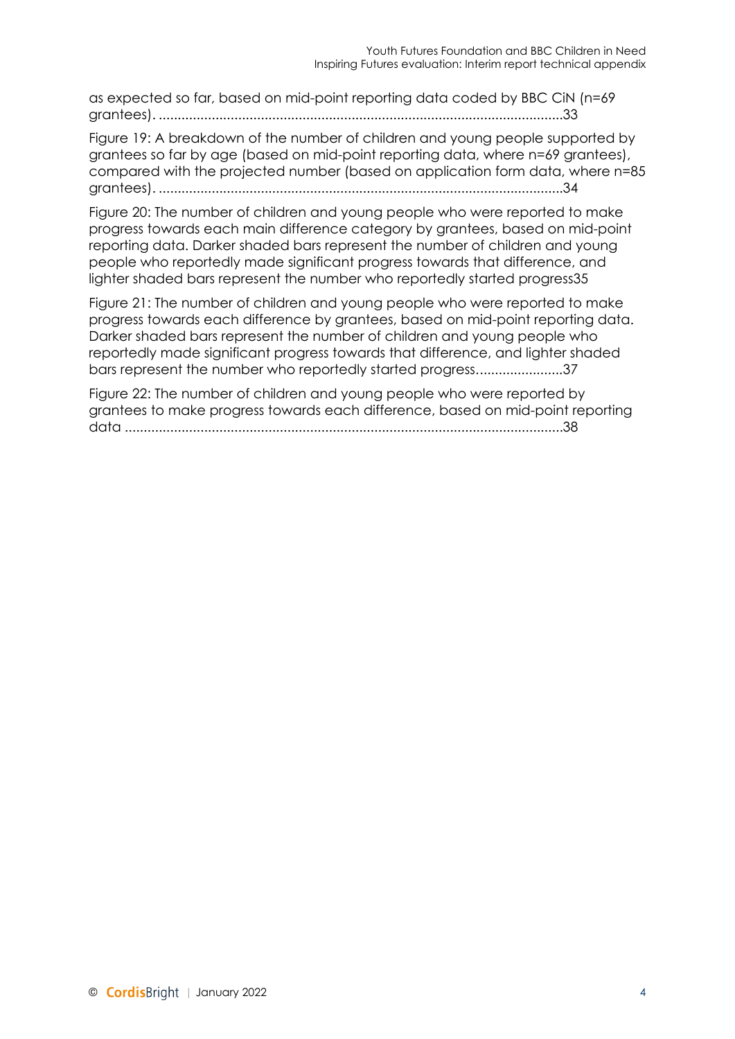as expected so far, based on mid-point reporting data coded by BBC CiN (n=69 grantees). ..........................................................................................................33

Figure 19: A breakdown of the number of children and young people supported by grantees so far by age (based on mid-point reporting data, where n=69 grantees), compared with the projected number (based on application form data, where n=85 grantees). ..........................................................................................................34

Figure 20: The number of children and young people who were reported to make progress towards each main difference category by grantees, based on mid-point reporting data. Darker shaded bars represent the number of children and young people who reportedly made significant progress towards that difference, and lighter shaded bars represent the number who reportedly started progress35

Figure 21: The number of children and young people who were reported to make progress towards each difference by grantees, based on mid-point reporting data. Darker shaded bars represent the number of children and young people who reportedly made significant progress towards that difference, and lighter shaded bars represent the number who reportedly started progress.......................37

Figure 22: The number of children and young people who were reported by grantees to make progress towards each difference, based on mid-point reporting data ..................................................................................................................38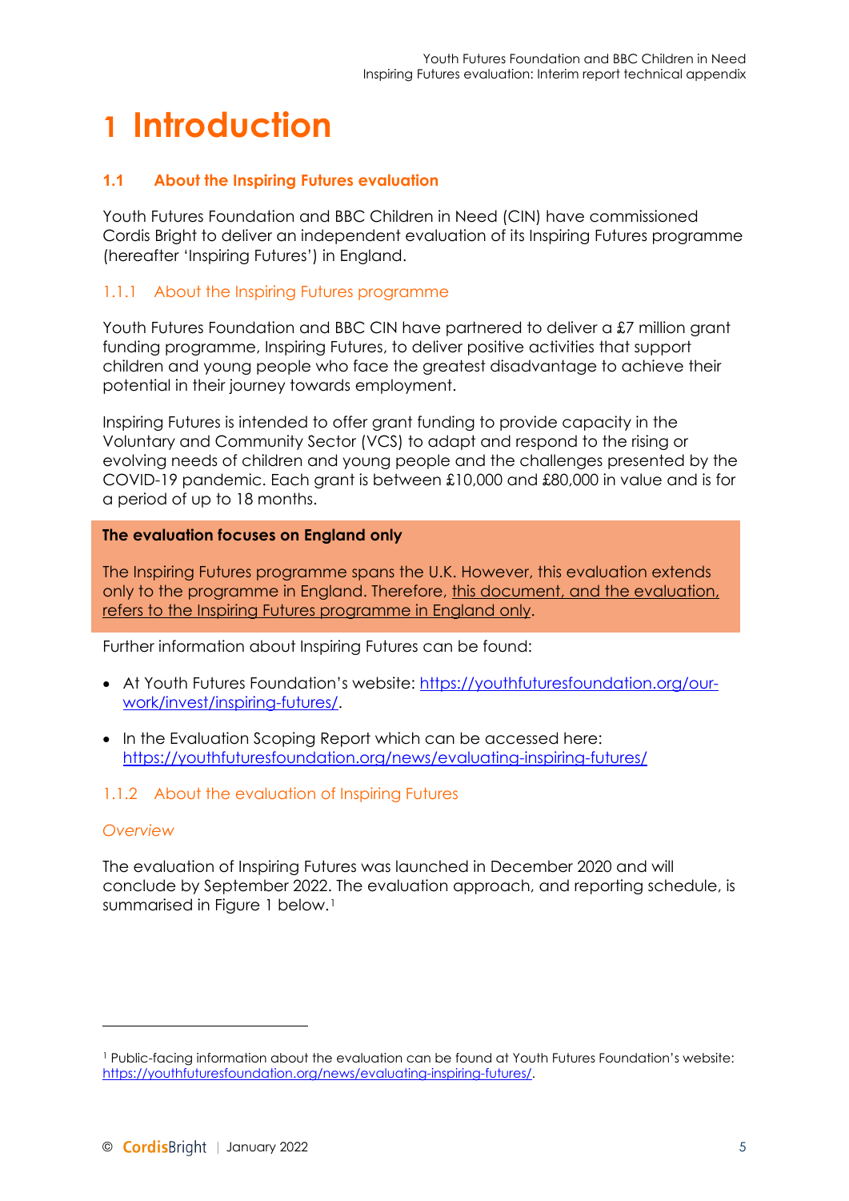# 1 Introduction

## 1.1 About the Inspiring Futures evaluation

Youth Futures Foundation and BBC Children in Need (CIN) have commissioned Cordis Bright to deliver an independent evaluation of its Inspiring Futures programme (hereafter 'Inspiring Futures') in England.

### 1.1.1 About the Inspiring Futures programme

Youth Futures Foundation and BBC CIN have partnered to deliver a £7 million grant funding programme, Inspiring Futures, to deliver positive activities that support children and young people who face the greatest disadvantage to achieve their potential in their journey towards employment.

Inspiring Futures is intended to offer grant funding to provide capacity in the Voluntary and Community Sector (VCS) to adapt and respond to the rising or evolving needs of children and young people and the challenges presented by the COVID-19 pandemic. Each grant is between £10,000 and £80,000 in value and is for a period of up to 18 months.

**The evaluation focuses on England only**

The Inspiring Futures programme spans the U.K. However, this evaluation extends only to the programme in England. Therefore, this document, and the evaluation, refers to the Inspiring Futures programme in England only.

Further information about Inspiring Futures can be found:

- At Youth Futures Foundation's website: https://youthfuturesfoundation.org/our-work/invest/inspiring-futures/.
- In the Evaluation Scoping Report which can be accessed here: https://youthfuturesfoundation.org/news/evaluating-inspiring-futures/

### 1.1.2 About the evaluation of Inspiring Futures

*Overview*

The evaluation of Inspiring Futures was launched in December 2020 and will conclude by September 2022. The evaluation approach, and reporting schedule, is summarised in Figure 1 below.[1]

[1] Public-facing information about the evaluation can be found at Youth Futures Foundation's website: https://youthfuturesfoundation.org/news/evaluating-inspiring-futures/.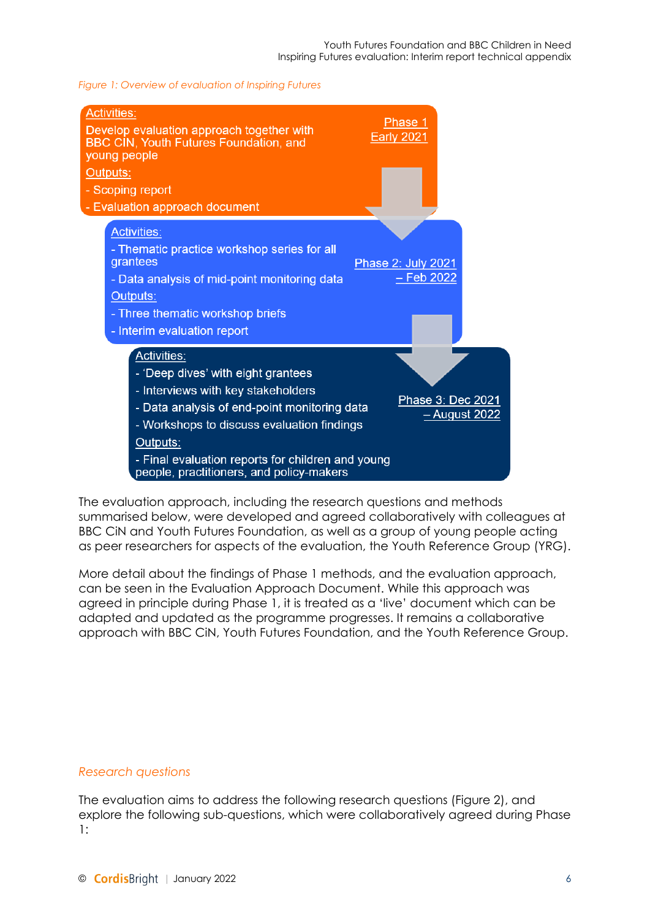*Figure 1: Overview of evaluation of Inspiring Futures*

**Phase 1 Early 2021**

Activities:
Develop evaluation approach together with BBC CIN, Youth Futures Foundation, and young people

Outputs:
- Scoping report
- Evaluation approach document

**Phase 2: July 2021 – Feb 2022**

Activities:
- Thematic practice workshop series for all grantees
- Data analysis of mid-point monitoring data

Outputs:
- Three thematic workshop briefs
- Interim evaluation report

**Phase 3: Dec 2021 – August 2022**

Activities:
- 'Deep dives' with eight grantees
- Interviews with key stakeholders
- Data analysis of end-point monitoring data
- Workshops to discuss evaluation findings

Outputs:
- Final evaluation reports for children and young people, practitioners, and policy-makers

The evaluation approach, including the research questions and methods summarised below, were developed and agreed collaboratively with colleagues at BBC CiN and Youth Futures Foundation, as well as a group of young people acting as peer researchers for aspects of the evaluation, the Youth Reference Group (YRG).

More detail about the findings of Phase 1 methods, and the evaluation approach, can be seen in the Evaluation Approach Document. While this approach was agreed in principle during Phase 1, it is treated as a 'live' document which can be adapted and updated as the programme progresses. It remains a collaborative approach with BBC CiN, Youth Futures Foundation, and the Youth Reference Group.

### *Research questions*

The evaluation aims to address the following research questions (Figure 2), and explore the following sub-questions, which were collaboratively agreed during Phase 1: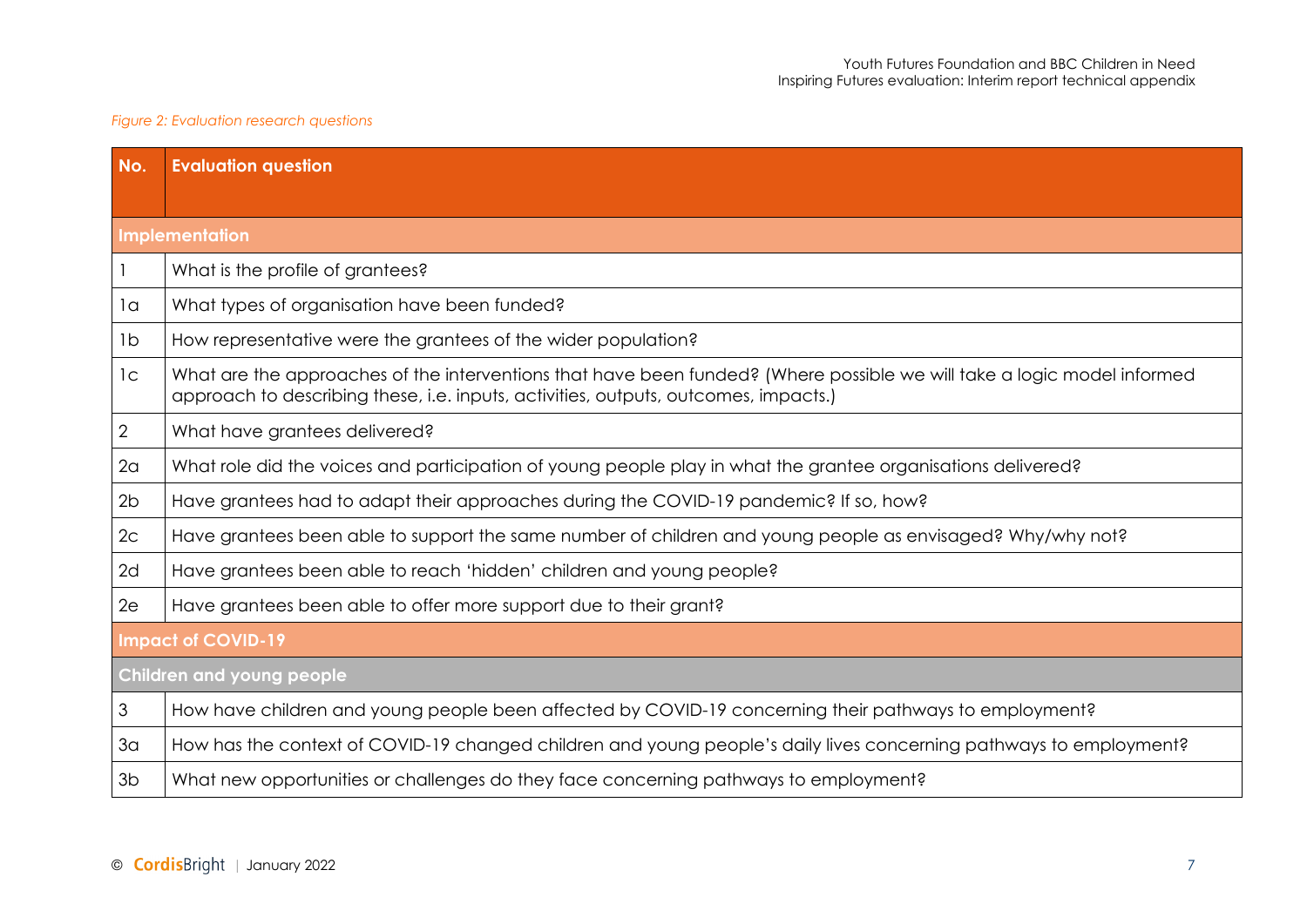*Figure 2: Evaluation research questions*

| No. | Evaluation question |
|---|---|
| **Implementation** | |
| 1 | What is the profile of grantees? |
| 1a | What types of organisation have been funded? |
| 1b | How representative were the grantees of the wider population? |
| 1c | What are the approaches of the interventions that have been funded? (Where possible we will take a logic model informed approach to describing these, i.e. inputs, activities, outputs, outcomes, impacts.) |
| 2 | What have grantees delivered? |
| 2a | What role did the voices and participation of young people play in what the grantee organisations delivered? |
| 2b | Have grantees had to adapt their approaches during the COVID-19 pandemic? If so, how? |
| 2c | Have grantees been able to support the same number of children and young people as envisaged? Why/why not? |
| 2d | Have grantees been able to reach 'hidden' children and young people? |
| 2e | Have grantees been able to offer more support due to their grant? |
| **Impact of COVID-19** | |
| **Children and young people** | |
| 3 | How have children and young people been affected by COVID-19 concerning their pathways to employment? |
| 3a | How has the context of COVID-19 changed children and young people's daily lives concerning pathways to employment? |
| 3b | What new opportunities or challenges do they face concerning pathways to employment? |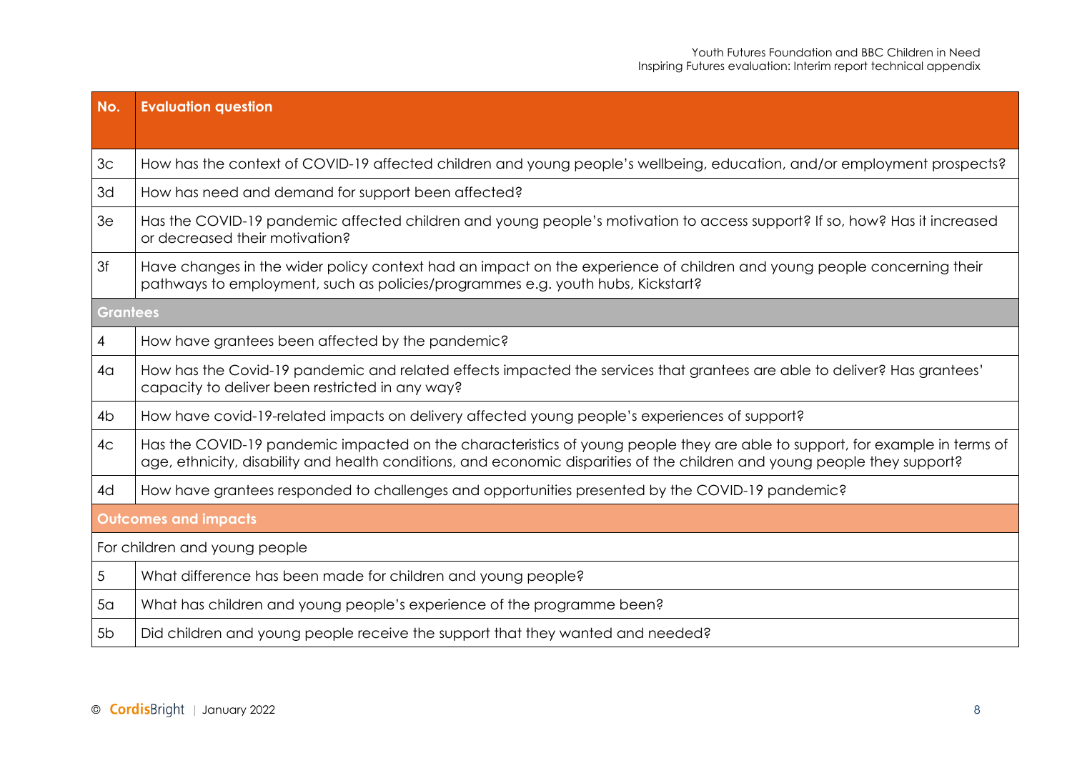| No. | Evaluation question |
| --- | --- |
| 3c | How has the context of COVID-19 affected children and young people's wellbeing, education, and/or employment prospects? |
| 3d | How has need and demand for support been affected? |
| 3e | Has the COVID-19 pandemic affected children and young people's motivation to access support? If so, how? Has it increased or decreased their motivation? |
| 3f | Have changes in the wider policy context had an impact on the experience of children and young people concerning their pathways to employment, such as policies/programmes e.g. youth hubs, Kickstart? |
| **Grantees** | |
| 4 | How have grantees been affected by the pandemic? |
| 4a | How has the Covid-19 pandemic and related effects impacted the services that grantees are able to deliver? Has grantees' capacity to deliver been restricted in any way? |
| 4b | How have covid-19-related impacts on delivery affected young people's experiences of support? |
| 4c | Has the COVID-19 pandemic impacted on the characteristics of young people they are able to support, for example in terms of age, ethnicity, disability and health conditions, and economic disparities of the children and young people they support? |
| 4d | How have grantees responded to challenges and opportunities presented by the COVID-19 pandemic? |
| **Outcomes and impacts** | |
| For children and young people | |
| 5 | What difference has been made for children and young people? |
| 5a | What has children and young people's experience of the programme been? |
| 5b | Did children and young people receive the support that they wanted and needed? |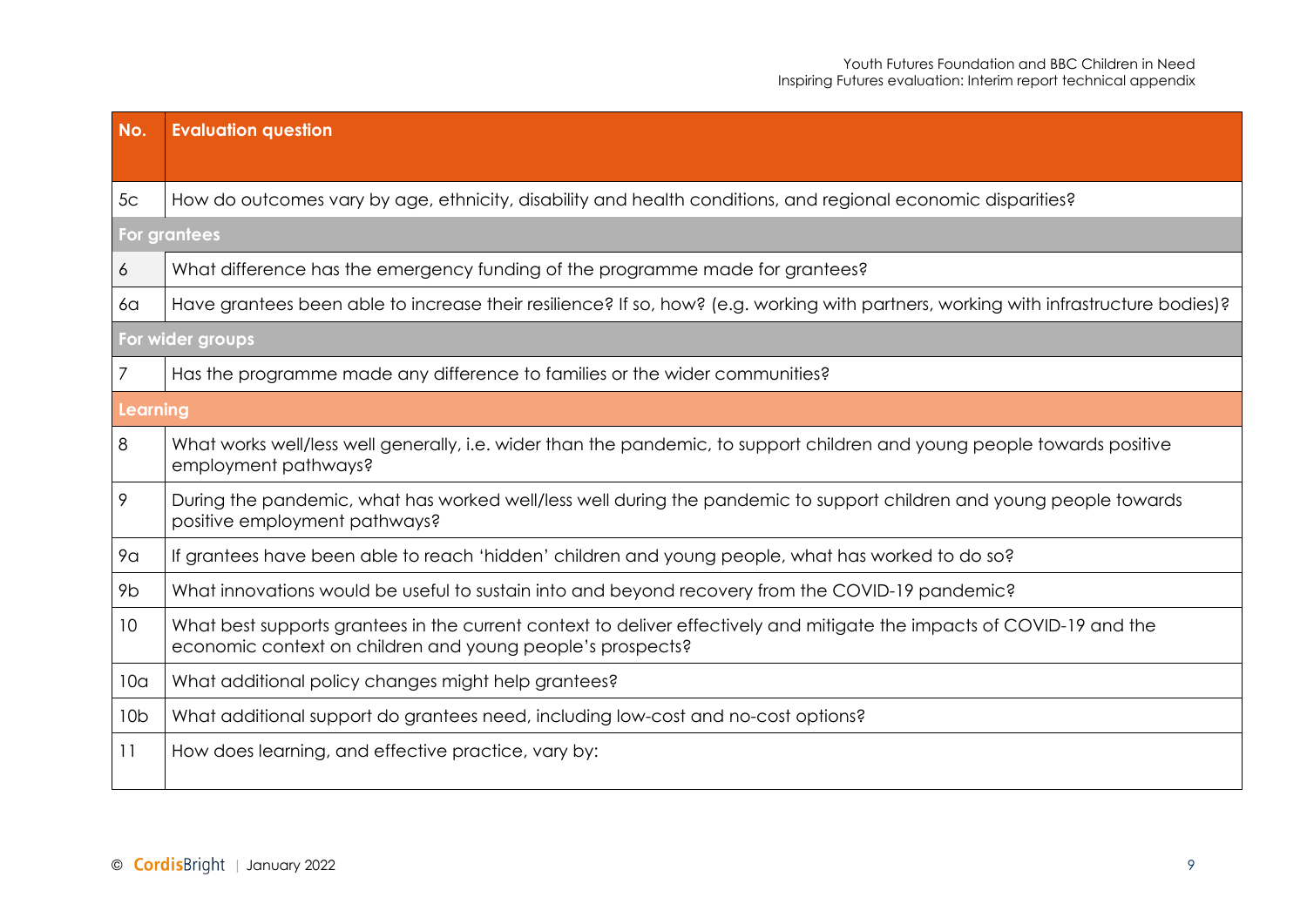| No. | Evaluation question |
|---|---|
| 5c | How do outcomes vary by age, ethnicity, disability and health conditions, and regional economic disparities? |
| **For grantees** | |
| 6 | What difference has the emergency funding of the programme made for grantees? |
| 6a | Have grantees been able to increase their resilience? If so, how? (e.g. working with partners, working with infrastructure bodies)? |
| **For wider groups** | |
| 7 | Has the programme made any difference to families or the wider communities? |
| **Learning** | |
| 8 | What works well/less well generally, i.e. wider than the pandemic, to support children and young people towards positive employment pathways? |
| 9 | During the pandemic, what has worked well/less well during the pandemic to support children and young people towards positive employment pathways? |
| 9a | If grantees have been able to reach 'hidden' children and young people, what has worked to do so? |
| 9b | What innovations would be useful to sustain into and beyond recovery from the COVID-19 pandemic? |
| 10 | What best supports grantees in the current context to deliver effectively and mitigate the impacts of COVID-19 and the economic context on children and young people's prospects? |
| 10a | What additional policy changes might help grantees? |
| 10b | What additional support do grantees need, including low-cost and no-cost options? |
| 11 | How does learning, and effective practice, vary by: |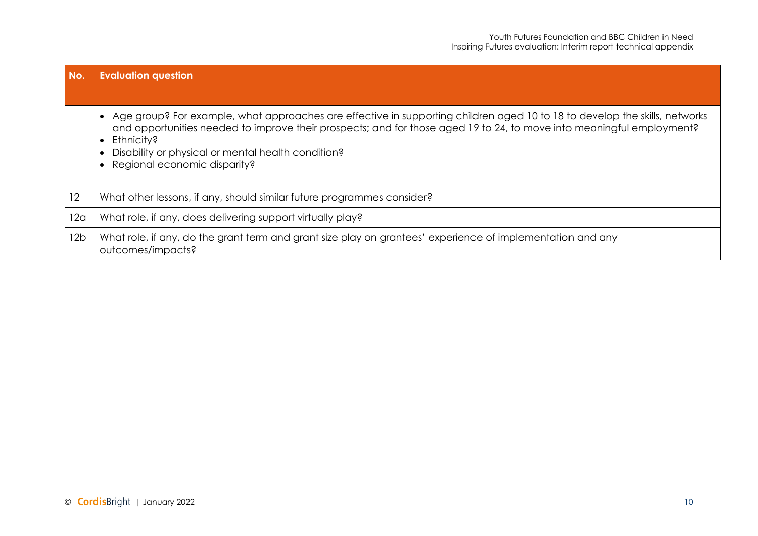| No. | Evaluation question |
|---|---|
| | • Age group? For example, what approaches are effective in supporting children aged 10 to 18 to develop the skills, networks and opportunities needed to improve their prospects; and for those aged 19 to 24, to move into meaningful employment?<br>• Ethnicity?<br>• Disability or physical or mental health condition?<br>• Regional economic disparity? |
| 12 | What other lessons, if any, should similar future programmes consider? |
| 12a | What role, if any, does delivering support virtually play? |
| 12b | What role, if any, do the grant term and grant size play on grantees' experience of implementation and any outcomes/impacts? |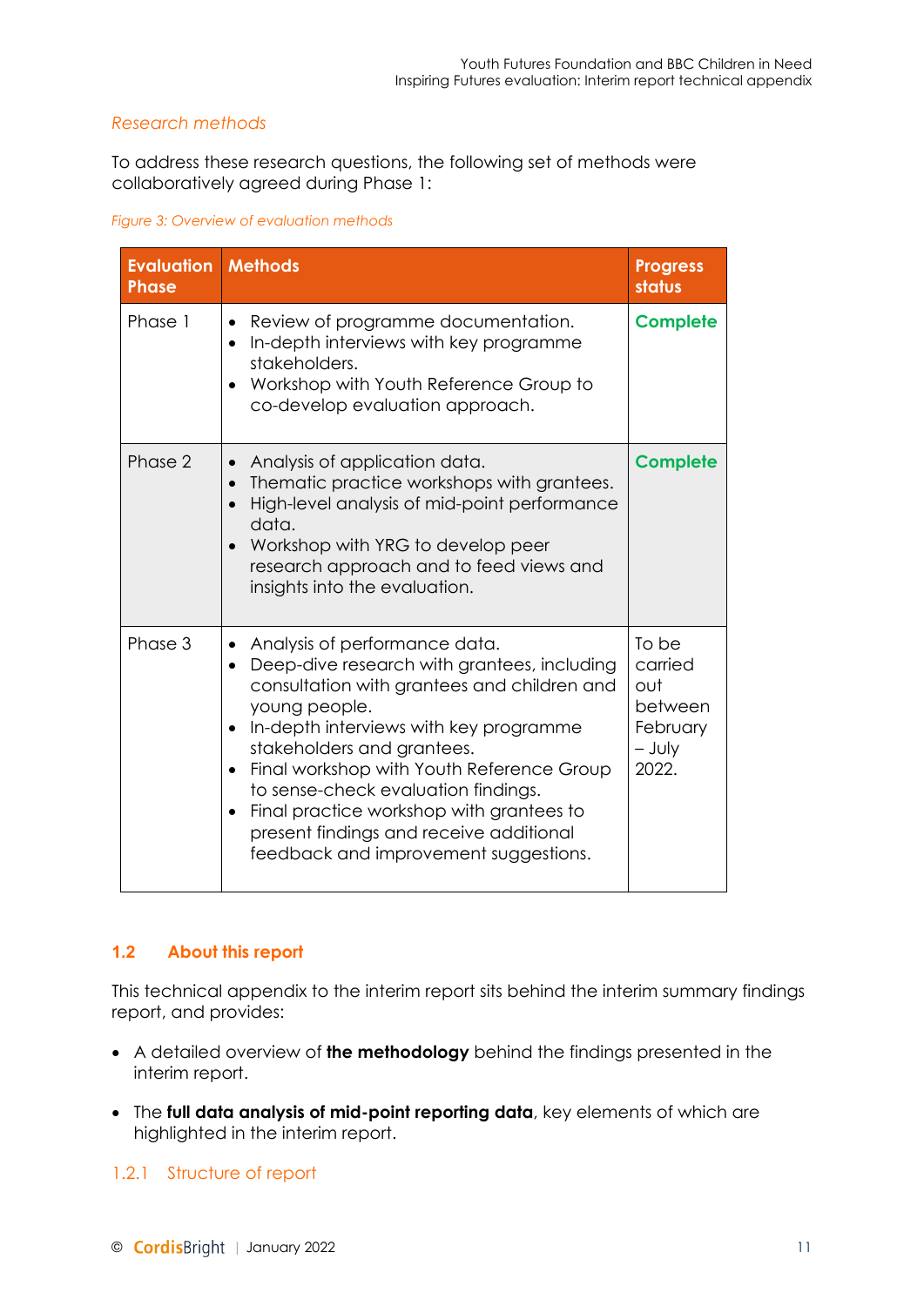*Research methods*

To address these research questions, the following set of methods were collaboratively agreed during Phase 1:

*Figure 3: Overview of evaluation methods*

| Evaluation Phase | Methods | Progress status |
| --- | --- | --- |
| Phase 1 | • Review of programme documentation.<br>• In-depth interviews with key programme stakeholders.<br>• Workshop with Youth Reference Group to co-develop evaluation approach. | **Complete** |
| Phase 2 | • Analysis of application data.<br>• Thematic practice workshops with grantees.<br>• High-level analysis of mid-point performance data.<br>• Workshop with YRG to develop peer research approach and to feed views and insights into the evaluation. | **Complete** |
| Phase 3 | • Analysis of performance data.<br>• Deep-dive research with grantees, including consultation with grantees and children and young people.<br>• In-depth interviews with key programme stakeholders and grantees.<br>• Final workshop with Youth Reference Group to sense-check evaluation findings.<br>• Final practice workshop with grantees to present findings and receive additional feedback and improvement suggestions. | To be carried out between February – July 2022. |

## 1.2 About this report

This technical appendix to the interim report sits behind the interim summary findings report, and provides:

- A detailed overview of **the methodology** behind the findings presented in the interim report.
- The **full data analysis of mid-point reporting data**, key elements of which are highlighted in the interim report.

### 1.2.1 Structure of report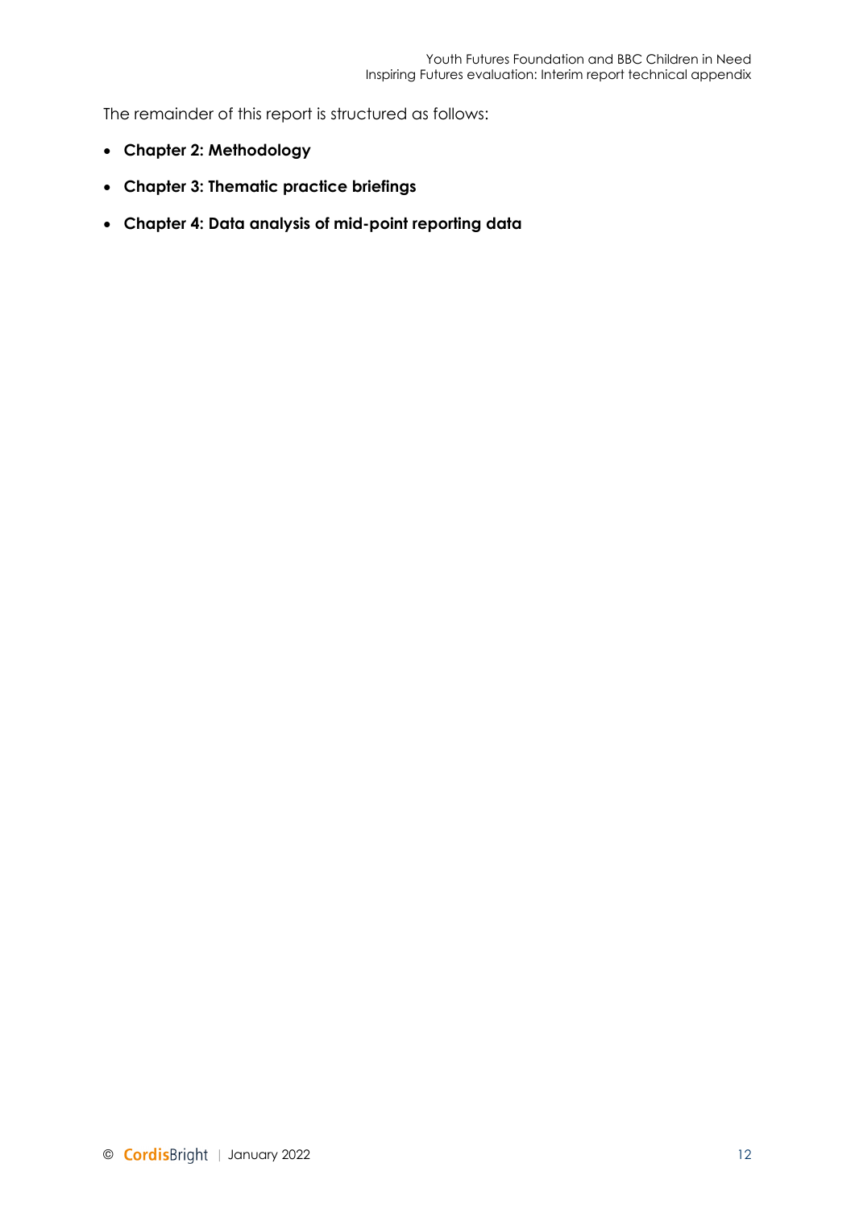The remainder of this report is structured as follows:

- **Chapter 2: Methodology**
- **Chapter 3: Thematic practice briefings**
- **Chapter 4: Data analysis of mid-point reporting data**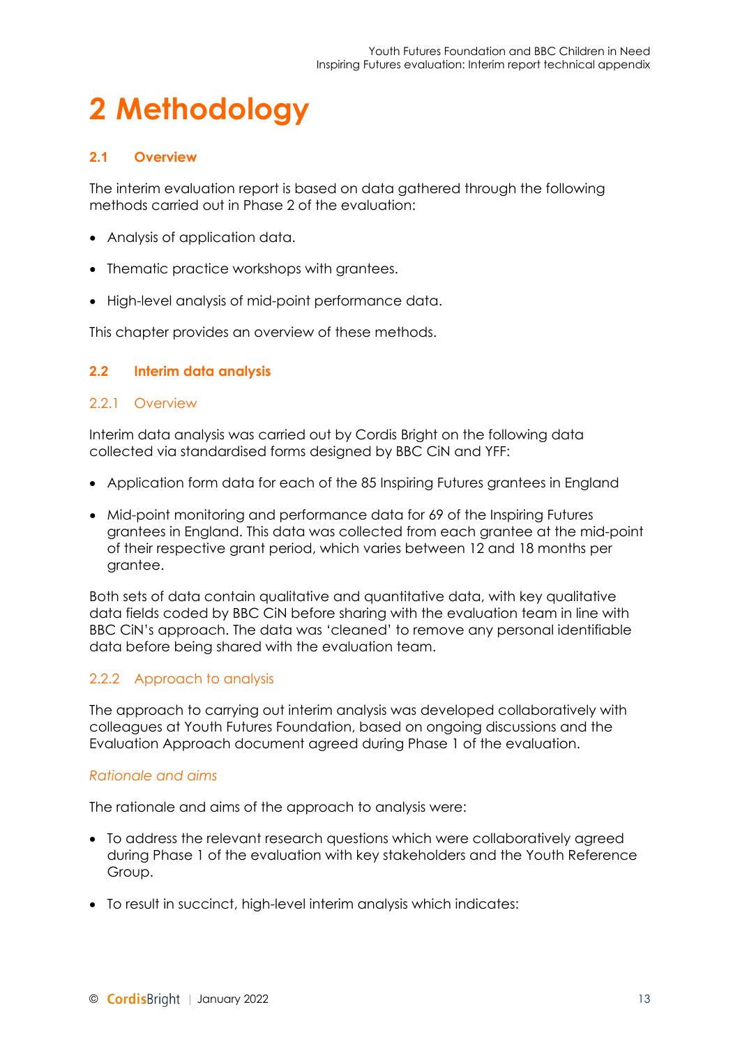# 2 Methodology

## 2.1 Overview

The interim evaluation report is based on data gathered through the following methods carried out in Phase 2 of the evaluation:

- Analysis of application data.
- Thematic practice workshops with grantees.
- High-level analysis of mid-point performance data.

This chapter provides an overview of these methods.

## 2.2 Interim data analysis

### 2.2.1 Overview

Interim data analysis was carried out by Cordis Bright on the following data collected via standardised forms designed by BBC CiN and YFF:

- Application form data for each of the 85 Inspiring Futures grantees in England
- Mid-point monitoring and performance data for 69 of the Inspiring Futures grantees in England. This data was collected from each grantee at the mid-point of their respective grant period, which varies between 12 and 18 months per grantee.

Both sets of data contain qualitative and quantitative data, with key qualitative data fields coded by BBC CiN before sharing with the evaluation team in line with BBC CiN's approach. The data was 'cleaned' to remove any personal identifiable data before being shared with the evaluation team.

### 2.2.2 Approach to analysis

The approach to carrying out interim analysis was developed collaboratively with colleagues at Youth Futures Foundation, based on ongoing discussions and the Evaluation Approach document agreed during Phase 1 of the evaluation.

*Rationale and aims*

The rationale and aims of the approach to analysis were:

- To address the relevant research questions which were collaboratively agreed during Phase 1 of the evaluation with key stakeholders and the Youth Reference Group.
- To result in succinct, high-level interim analysis which indicates: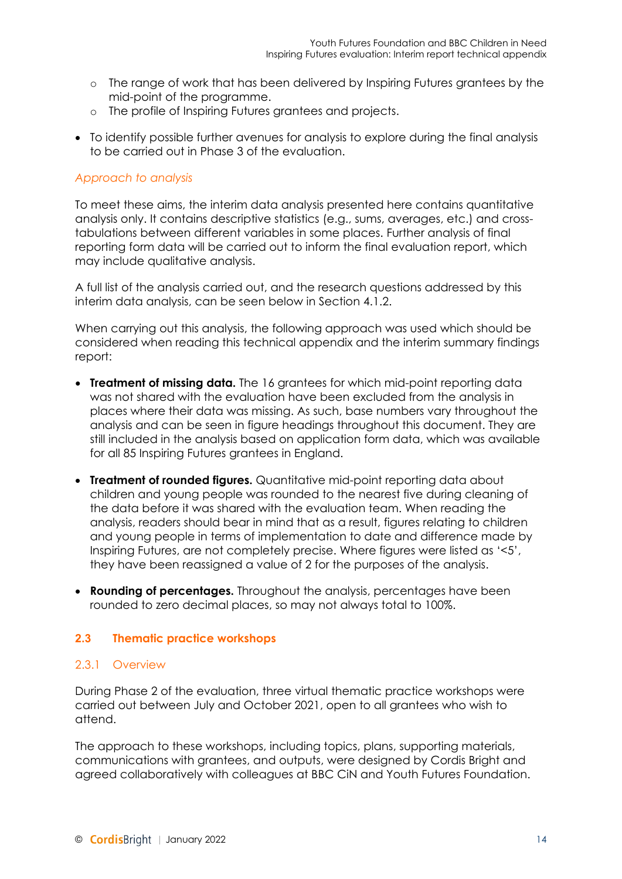- The range of work that has been delivered by Inspiring Futures grantees by the mid-point of the programme.
  - The profile of Inspiring Futures grantees and projects.

- To identify possible further avenues for analysis to explore during the final analysis to be carried out in Phase 3 of the evaluation.

*Approach to analysis*

To meet these aims, the interim data analysis presented here contains quantitative analysis only. It contains descriptive statistics (e.g., sums, averages, etc.) and cross-tabulations between different variables in some places. Further analysis of final reporting form data will be carried out to inform the final evaluation report, which may include qualitative analysis.

A full list of the analysis carried out, and the research questions addressed by this interim data analysis, can be seen below in Section 4.1.2.

When carrying out this analysis, the following approach was used which should be considered when reading this technical appendix and the interim summary findings report:

- **Treatment of missing data.** The 16 grantees for which mid-point reporting data was not shared with the evaluation have been excluded from the analysis in places where their data was missing. As such, base numbers vary throughout the analysis and can be seen in figure headings throughout this document. They are still included in the analysis based on application form data, which was available for all 85 Inspiring Futures grantees in England.

- **Treatment of rounded figures.** Quantitative mid-point reporting data about children and young people was rounded to the nearest five during cleaning of the data before it was shared with the evaluation team. When reading the analysis, readers should bear in mind that as a result, figures relating to children and young people in terms of implementation to date and difference made by Inspiring Futures, are not completely precise. Where figures were listed as '<5', they have been reassigned a value of 2 for the purposes of the analysis.

- **Rounding of percentages.** Throughout the analysis, percentages have been rounded to zero decimal places, so may not always total to 100%.

## 2.3 Thematic practice workshops

### 2.3.1 Overview

During Phase 2 of the evaluation, three virtual thematic practice workshops were carried out between July and October 2021, open to all grantees who wish to attend.

The approach to these workshops, including topics, plans, supporting materials, communications with grantees, and outputs, were designed by Cordis Bright and agreed collaboratively with colleagues at BBC CiN and Youth Futures Foundation.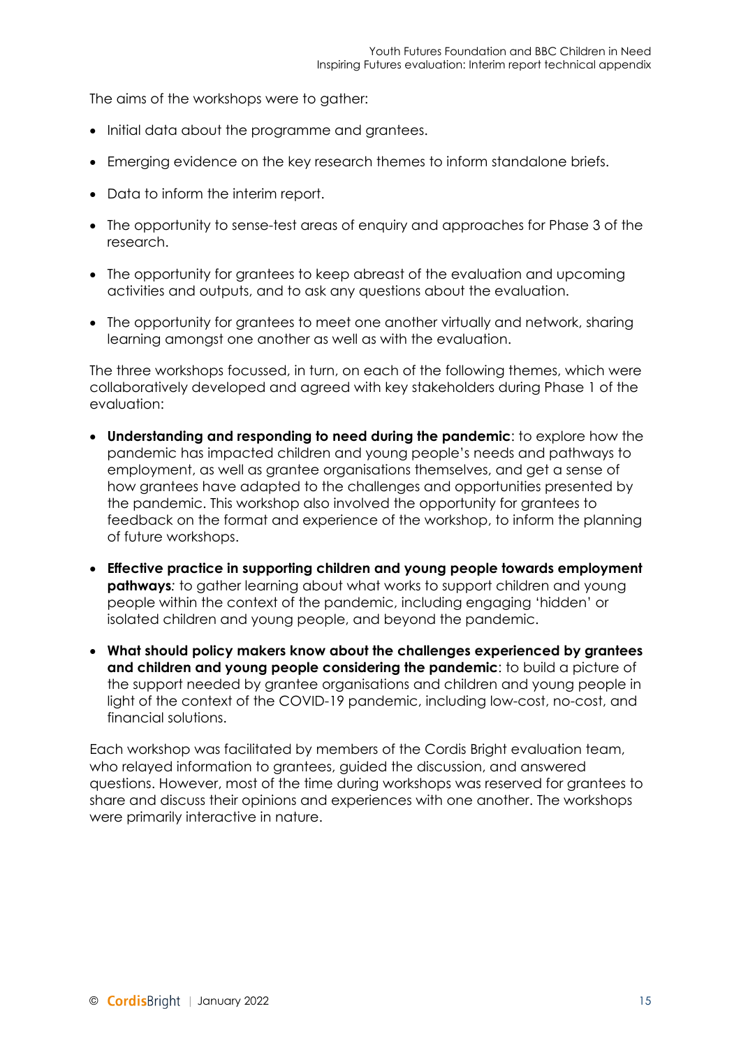The aims of the workshops were to gather:

- Initial data about the programme and grantees.
- Emerging evidence on the key research themes to inform standalone briefs.
- Data to inform the interim report.
- The opportunity to sense-test areas of enquiry and approaches for Phase 3 of the research.
- The opportunity for grantees to keep abreast of the evaluation and upcoming activities and outputs, and to ask any questions about the evaluation.
- The opportunity for grantees to meet one another virtually and network, sharing learning amongst one another as well as with the evaluation.

The three workshops focussed, in turn, on each of the following themes, which were collaboratively developed and agreed with key stakeholders during Phase 1 of the evaluation:

- **Understanding and responding to need during the pandemic**: to explore how the pandemic has impacted children and young people's needs and pathways to employment, as well as grantee organisations themselves, and get a sense of how grantees have adapted to the challenges and opportunities presented by the pandemic. This workshop also involved the opportunity for grantees to feedback on the format and experience of the workshop, to inform the planning of future workshops.
- **Effective practice in supporting children and young people towards employment pathways***:* to gather learning about what works to support children and young people within the context of the pandemic, including engaging 'hidden' or isolated children and young people, and beyond the pandemic.
- **What should policy makers know about the challenges experienced by grantees and children and young people considering the pandemic**: to build a picture of the support needed by grantee organisations and children and young people in light of the context of the COVID-19 pandemic, including low-cost, no-cost, and financial solutions.

Each workshop was facilitated by members of the Cordis Bright evaluation team, who relayed information to grantees, guided the discussion, and answered questions. However, most of the time during workshops was reserved for grantees to share and discuss their opinions and experiences with one another. The workshops were primarily interactive in nature.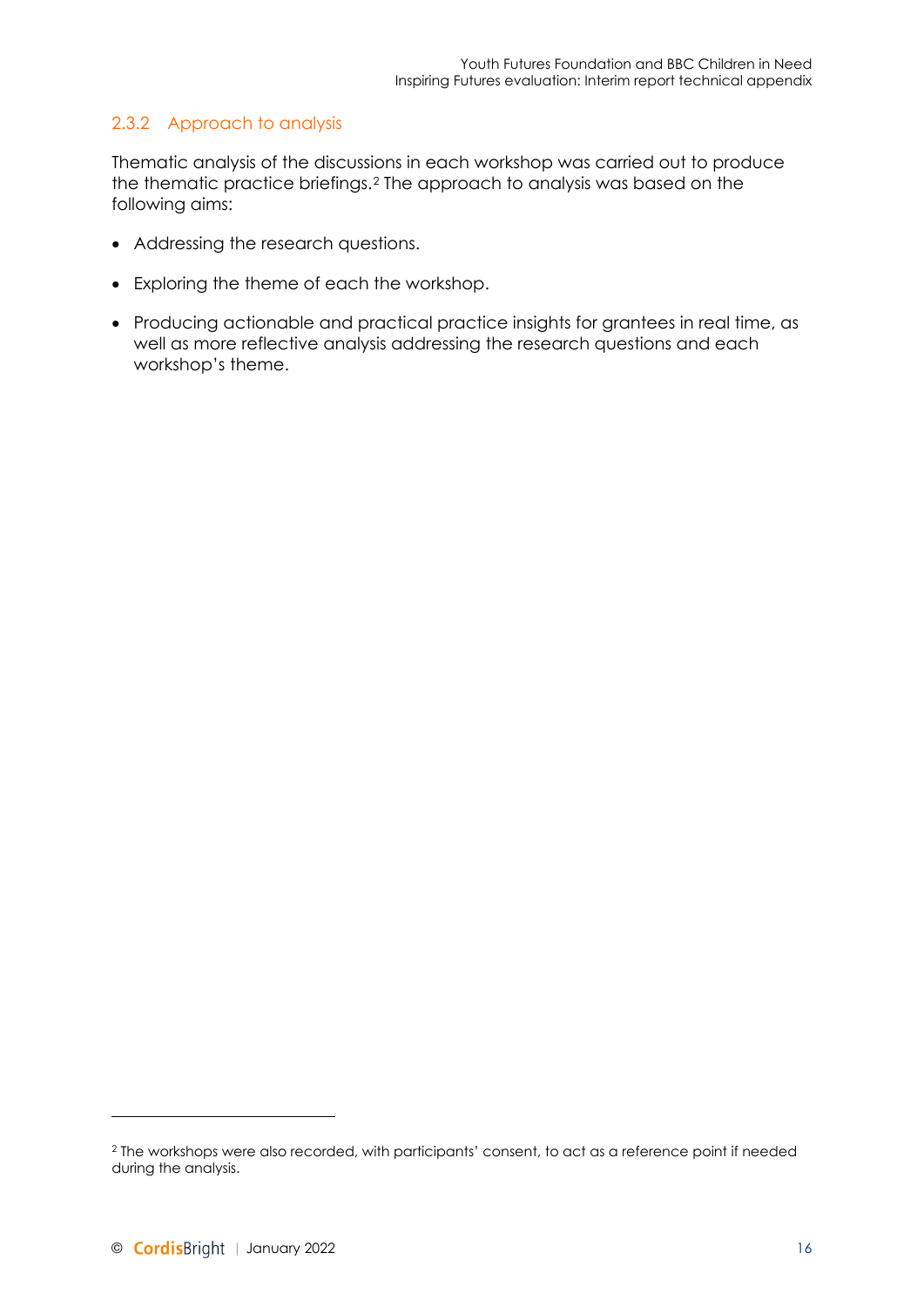### 2.3.2 Approach to analysis

Thematic analysis of the discussions in each workshop was carried out to produce the thematic practice briefings.[2] The approach to analysis was based on the following aims:

- Addressing the research questions.
- Exploring the theme of each the workshop.
- Producing actionable and practical practice insights for grantees in real time, as well as more reflective analysis addressing the research questions and each workshop's theme.

[2] The workshops were also recorded, with participants' consent, to act as a reference point if needed during the analysis.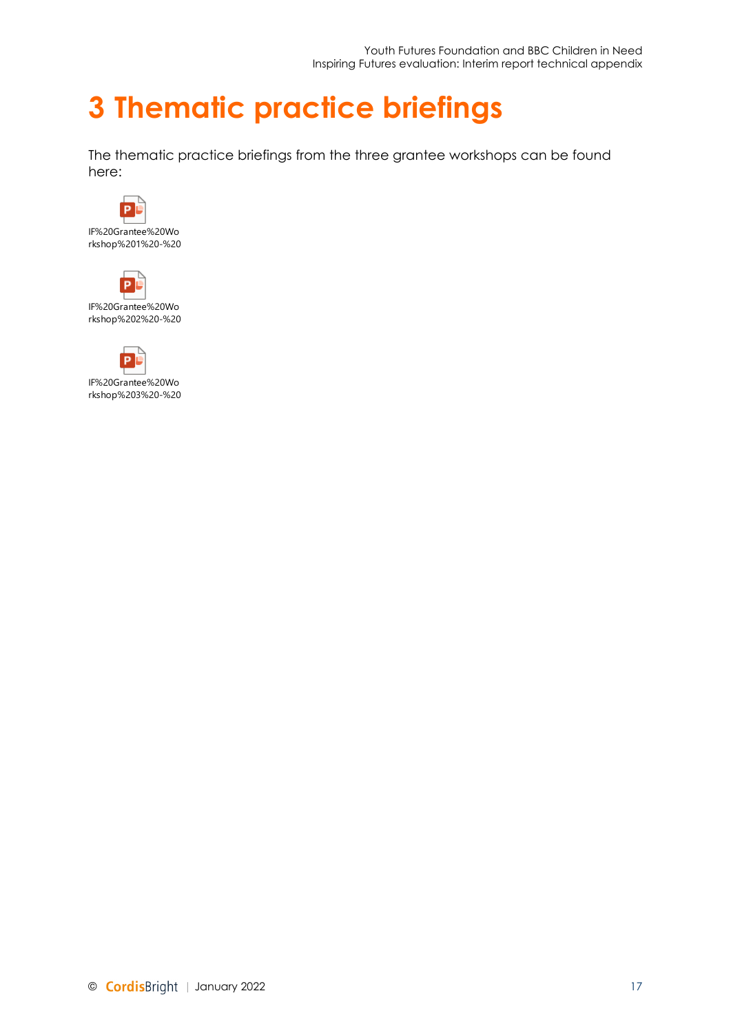# 3 Thematic practice briefings

The thematic practice briefings from the three grantee workshops can be found here:

IF%20Grantee%20Workshop%201%20-%20

IF%20Grantee%20Workshop%202%20-%20

IF%20Grantee%20Workshop%203%20-%20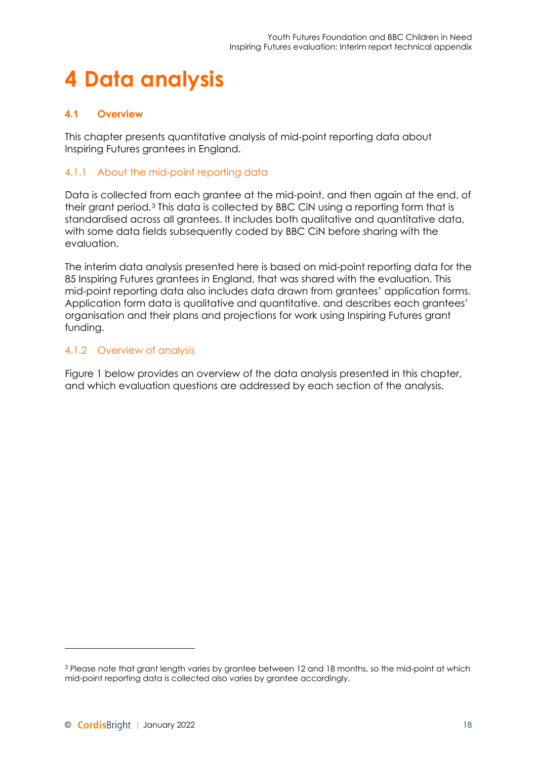# 4 Data analysis

## 4.1 Overview

This chapter presents quantitative analysis of mid-point reporting data about Inspiring Futures grantees in England.

### 4.1.1 About the mid-point reporting data

Data is collected from each grantee at the mid-point, and then again at the end, of their grant period.[3] This data is collected by BBC CiN using a reporting form that is standardised across all grantees. It includes both qualitative and quantitative data, with some data fields subsequently coded by BBC CiN before sharing with the evaluation.

The interim data analysis presented here is based on mid-point reporting data for the 85 Inspiring Futures grantees in England, that was shared with the evaluation. This mid-point reporting data also includes data drawn from grantees' application forms. Application form data is qualitative and quantitative, and describes each grantees' organisation and their plans and projections for work using Inspiring Futures grant funding.

### 4.1.2 Overview of analysis

Figure 1 below provides an overview of the data analysis presented in this chapter, and which evaluation questions are addressed by each section of the analysis.

---

[3] Please note that grant length varies by grantee between 12 and 18 months, so the mid-point at which mid-point reporting data is collected also varies by grantee accordingly.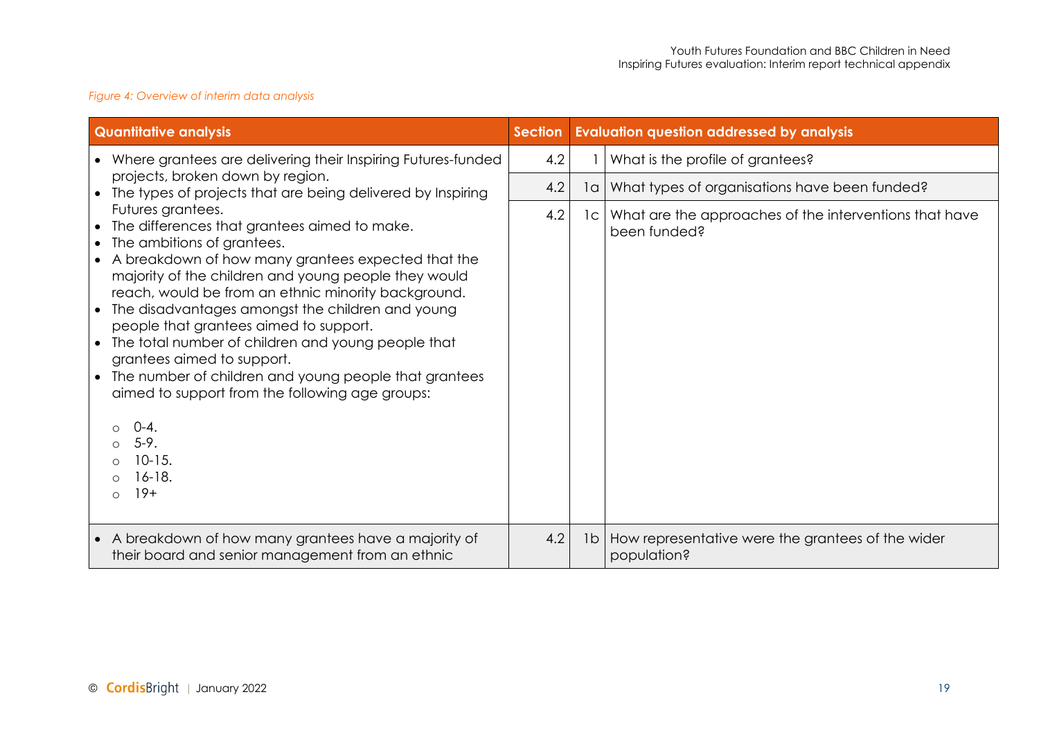*Figure 4: Overview of interim data analysis*

| Quantitative analysis | Section | Evaluation question addressed by analysis | |
|---|---|---|---|
| • Where grantees are delivering their Inspiring Futures-funded projects, broken down by region.<br>• The types of projects that are being delivered by Inspiring Futures grantees.<br>• The differences that grantees aimed to make.<br>• The ambitions of grantees.<br>• A breakdown of how many grantees expected that the majority of the children and young people they would reach, would be from an ethnic minority background.<br>• The disadvantages amongst the children and young people that grantees aimed to support.<br>• The total number of children and young people that grantees aimed to support.<br>• The number of children and young people that grantees aimed to support from the following age groups:<br>○ 0-4.<br>○ 5-9.<br>○ 10-15.<br>○ 16-18.<br>○ 19+ | 4.2 | 1 | What is the profile of grantees? |
| | 4.2 | 1a | What types of organisations have been funded? |
| | 4.2 | 1c | What are the approaches of the interventions that have been funded? |
| • A breakdown of how many grantees have a majority of their board and senior management from an ethnic | 4.2 | 1b | How representative were the grantees of the wider population? |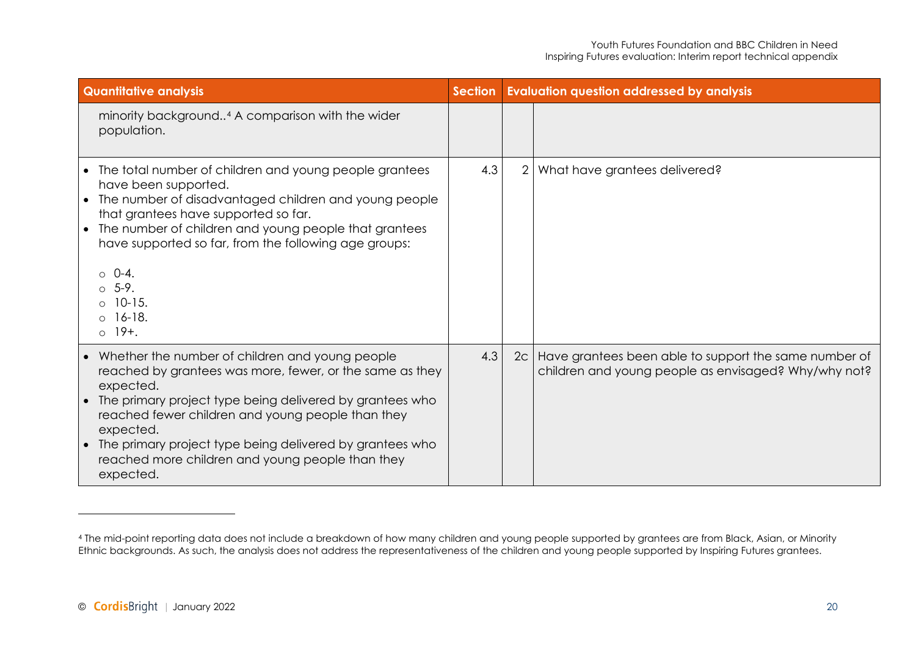| Quantitative analysis | Section | | Evaluation question addressed by analysis |
|---|---|---|---|
| minority background..[4] A comparison with the wider population. | | | |
| • The total number of children and young people grantees have been supported.<br>• The number of disadvantaged children and young people that grantees have supported so far.<br>• The number of children and young people that grantees have supported so far, from the following age groups:<br>○ 0-4.<br>○ 5-9.<br>○ 10-15.<br>○ 16-18.<br>○ 19+. | 4.3 | 2 | What have grantees delivered? |
| • Whether the number of children and young people reached by grantees was more, fewer, or the same as they expected.<br>• The primary project type being delivered by grantees who reached fewer children and young people than they expected.<br>• The primary project type being delivered by grantees who reached more children and young people than they expected. | 4.3 | 2c | Have grantees been able to support the same number of children and young people as envisaged? Why/why not? |

[4] The mid-point reporting data does not include a breakdown of how many children and young people supported by grantees are from Black, Asian, or Minority Ethnic backgrounds. As such, the analysis does not address the representativeness of the children and young people supported by Inspiring Futures grantees.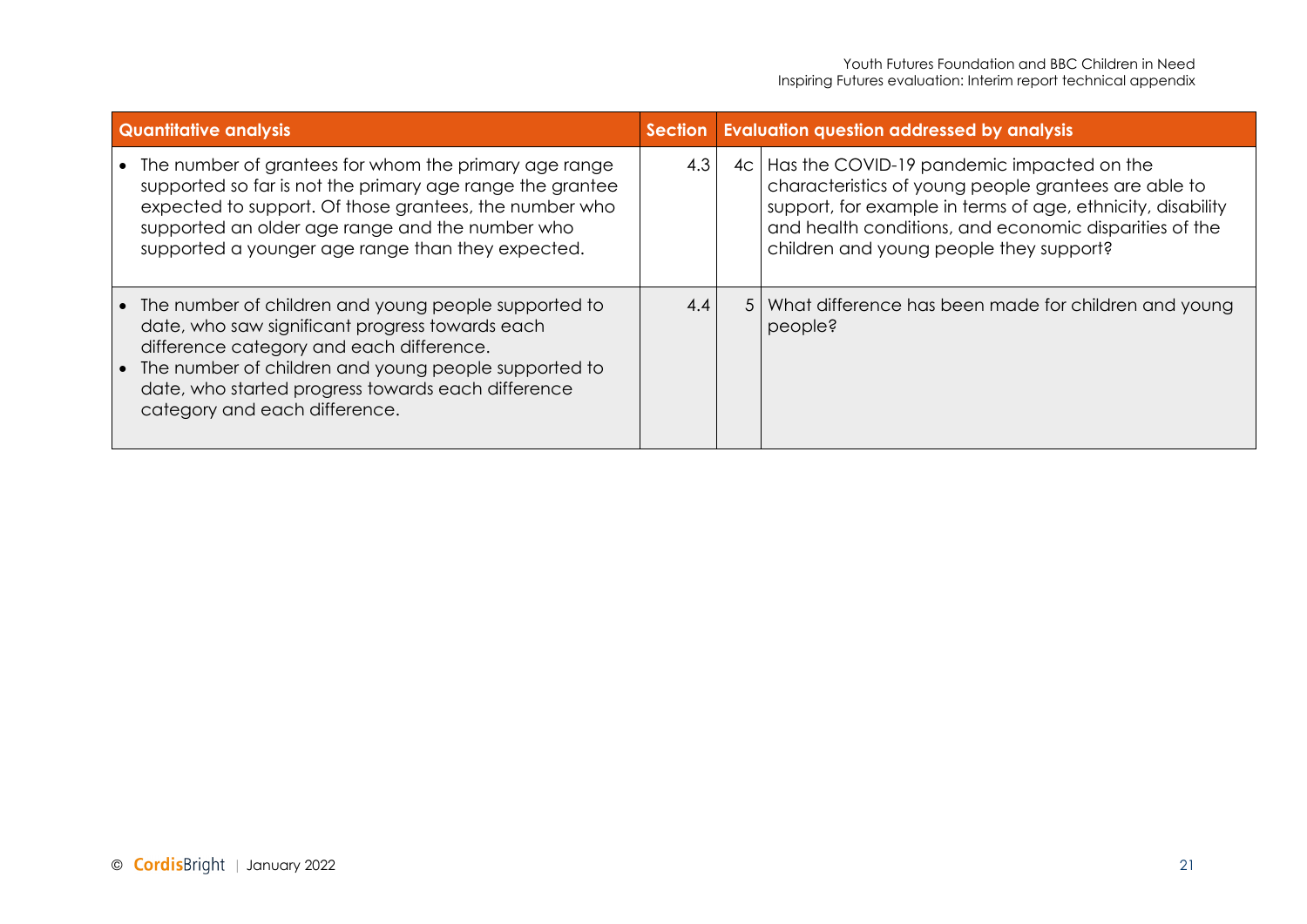| Quantitative analysis | Section | Evaluation question addressed by analysis | |
|---|---|---|---|
| • The number of grantees for whom the primary age range supported so far is not the primary age range the grantee expected to support. Of those grantees, the number who supported an older age range and the number who supported a younger age range than they expected. | 4.3 | 4c | Has the COVID-19 pandemic impacted on the characteristics of young people grantees are able to support, for example in terms of age, ethnicity, disability and health conditions, and economic disparities of the children and young people they support? |
| • The number of children and young people supported to date, who saw significant progress towards each difference category and each difference.<br>• The number of children and young people supported to date, who started progress towards each difference category and each difference. | 4.4 | 5 | What difference has been made for children and young people? |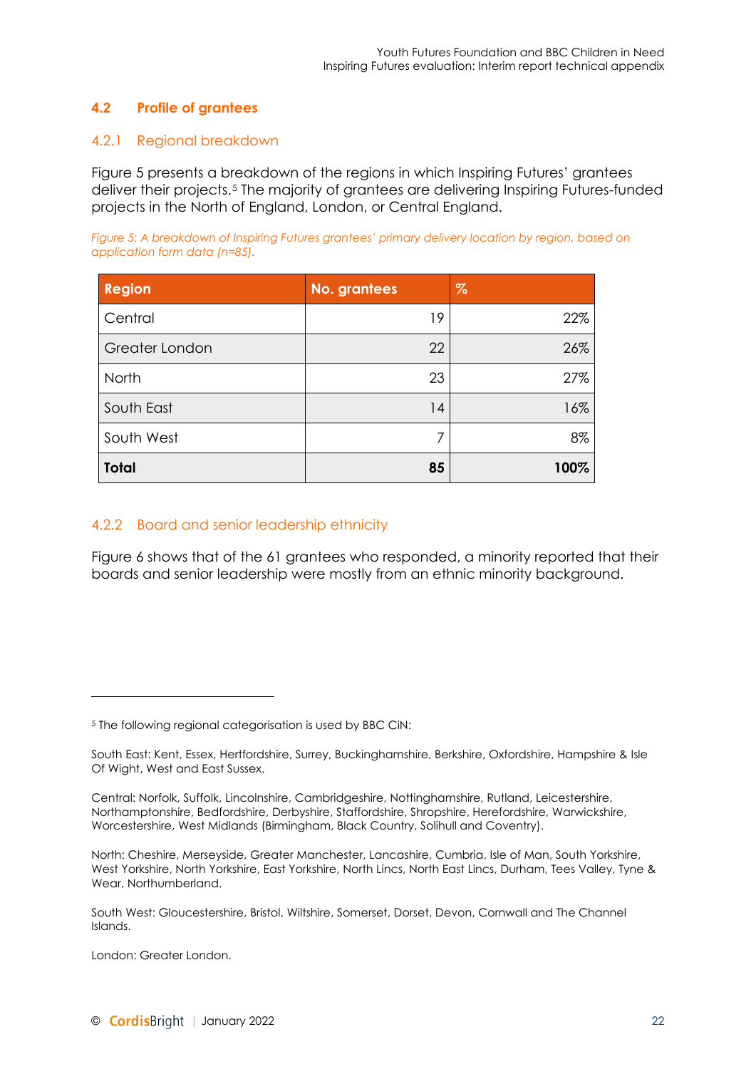## 4.2 Profile of grantees

### 4.2.1 Regional breakdown

Figure 5 presents a breakdown of the regions in which Inspiring Futures' grantees deliver their projects.[5] The majority of grantees are delivering Inspiring Futures-funded projects in the North of England, London, or Central England.

*Figure 5: A breakdown of Inspiring Futures grantees' primary delivery location by region, based on application form data (n=85).*

| Region | No. grantees | % |
|---|---:|---:|
| Central | 19 | 22% |
| Greater London | 22 | 26% |
| North | 23 | 27% |
| South East | 14 | 16% |
| South West | 7 | 8% |
| **Total** | **85** | **100%** |

### 4.2.2 Board and senior leadership ethnicity

Figure 6 shows that of the 61 grantees who responded, a minority reported that their boards and senior leadership were mostly from an ethnic minority background.

---

[5] The following regional categorisation is used by BBC CiN:

South East: Kent, Essex, Hertfordshire, Surrey, Buckinghamshire, Berkshire, Oxfordshire, Hampshire & Isle Of Wight, West and East Sussex.

Central: Norfolk, Suffolk, Lincolnshire, Cambridgeshire, Nottinghamshire, Rutland, Leicestershire, Northamptonshire, Bedfordshire, Derbyshire, Staffordshire, Shropshire, Herefordshire, Warwickshire, Worcestershire, West Midlands (Birmingham, Black Country, Solihull and Coventry).

North: Cheshire, Merseyside, Greater Manchester, Lancashire, Cumbria, Isle of Man, South Yorkshire, West Yorkshire, North Yorkshire, East Yorkshire, North Lincs, North East Lincs, Durham, Tees Valley, Tyne & Wear, Northumberland.

South West: Gloucestershire, Bristol, Wiltshire, Somerset, Dorset, Devon, Cornwall and The Channel Islands.

London: Greater London.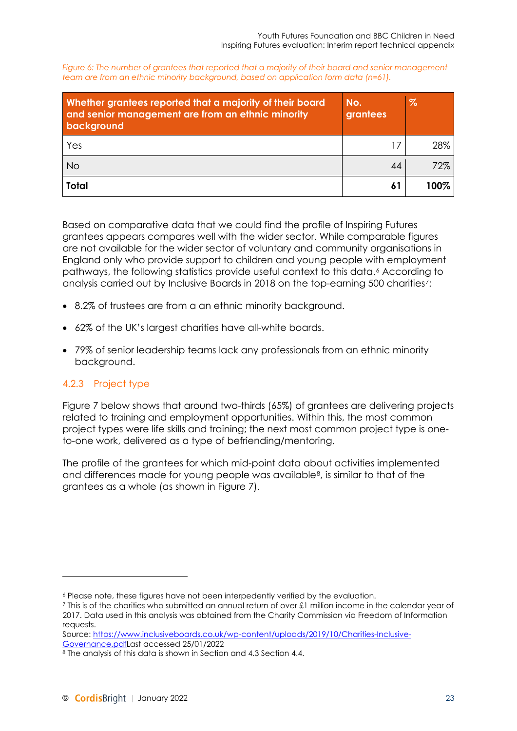*Figure 6: The number of grantees that reported that a majority of their board and senior management team are from an ethnic minority background, based on application form data (n=61).*

| Whether grantees reported that a majority of their board and senior management are from an ethnic minority background | No. grantees | % |
|---|---|---|
| Yes | 17 | 28% |
| No | 44 | 72% |
| **Total** | **61** | **100%** |

Based on comparative data that we could find the profile of Inspiring Futures grantees appears compares well with the wider sector. While comparable figures are not available for the wider sector of voluntary and community organisations in England only who provide support to children and young people with employment pathways, the following statistics provide useful context to this data.[6] According to analysis carried out by Inclusive Boards in 2018 on the top-earning 500 charities[7]:

- 8.2% of trustees are from a an ethnic minority background.
- 62% of the UK's largest charities have all-white boards.
- 79% of senior leadership teams lack any professionals from an ethnic minority background.

### 4.2.3 Project type

Figure 7 below shows that around two-thirds (65%) of grantees are delivering projects related to training and employment opportunities. Within this, the most common project types were life skills and training; the next most common project type is one-to-one work, delivered as a type of befriending/mentoring.

The profile of the grantees for which mid-point data about activities implemented and differences made for young people was available[8], is similar to that of the grantees as a whole (as shown in Figure 7).

---

[6] Please note, these figures have not been interpedently verified by the evaluation.

[7] This is of the charities who submitted an annual return of over £1 million income in the calendar year of 2017. Data used in this analysis was obtained from the Charity Commission via Freedom of Information requests.
Source: [https://www.inclusiveboards.co.uk/wp-content/uploads/2019/10/Charities-Inclusive-Governance.pdf](https://www.inclusiveboards.co.uk/wp-content/uploads/2019/10/Charities-Inclusive-Governance.pdf)Last accessed 25/01/2022

[8] The analysis of this data is shown in Section and 4.3 Section 4.4.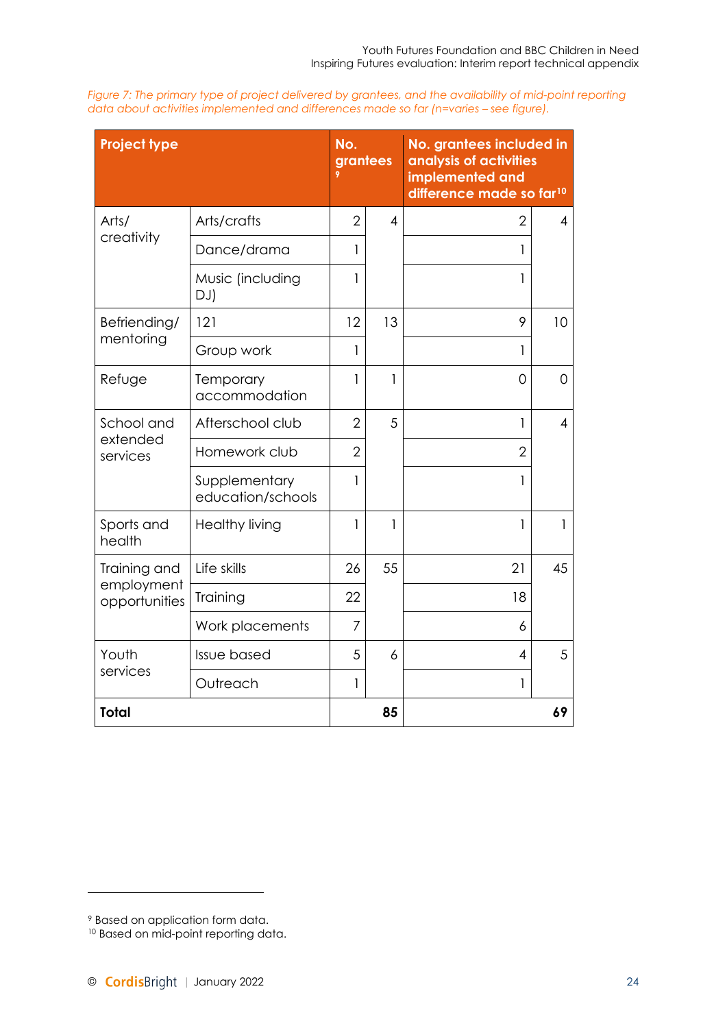*Figure 7: The primary type of project delivered by grantees, and the availability of mid-point reporting data about activities implemented and differences made so far (n=varies – see figure).*

| Project type | | No. grantees [9] | | No. grantees included in analysis of activities implemented and difference made so far [10] | |
|---|---|---|---|---|---|
| Arts/ creativity | Arts/crafts | 2 | 4 | 2 | 4 |
| | Dance/drama | 1 | | 1 | |
| | Music (including DJ) | 1 | | 1 | |
| Befriending/ mentoring | 121 | 12 | 13 | 9 | 10 |
| | Group work | 1 | | 1 | |
| Refuge | Temporary accommodation | 1 | 1 | 0 | 0 |
| School and extended services | Afterschool club | 2 | 5 | 1 | 4 |
| | Homework club | 2 | | 2 | |
| | Supplementary education/schools | 1 | | 1 | |
| Sports and health | Healthy living | 1 | 1 | 1 | 1 |
| Training and employment opportunities | Life skills | 26 | 55 | 21 | 45 |
| | Training | 22 | | 18 | |
| | Work placements | 7 | | 6 | |
| Youth services | Issue based | 5 | 6 | 4 | 5 |
| | Outreach | 1 | | 1 | |
| **Total** | | | **85** | | **69** |

[9] Based on application form data.
[10] Based on mid-point reporting data.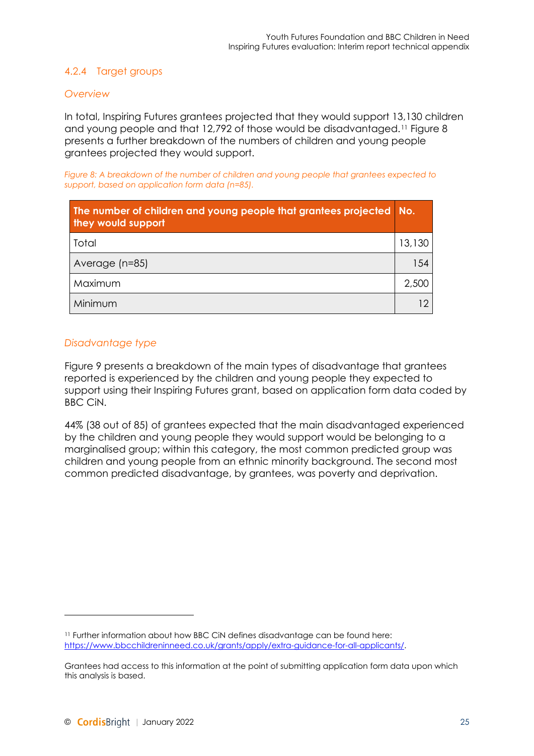### 4.2.4 Target groups

*Overview*

In total, Inspiring Futures grantees projected that they would support 13,130 children and young people and that 12,792 of those would be disadvantaged.[11] Figure 8 presents a further breakdown of the numbers of children and young people grantees projected they would support.

*Figure 8: A breakdown of the number of children and young people that grantees expected to support, based on application form data (n=85).*

| The number of children and young people that grantees projected they would support | No. |
|---|---|
| Total | 13,130 |
| Average (n=85) | 154 |
| Maximum | 2,500 |
| Minimum | 12 |

*Disadvantage type*

Figure 9 presents a breakdown of the main types of disadvantage that grantees reported is experienced by the children and young people they expected to support using their Inspiring Futures grant, based on application form data coded by BBC CiN.

44% (38 out of 85) of grantees expected that the main disadvantaged experienced by the children and young people they would support would be belonging to a marginalised group; within this category, the most common predicted group was children and young people from an ethnic minority background. The second most common predicted disadvantage, by grantees, was poverty and deprivation.

[11] Further information about how BBC CiN defines disadvantage can be found here: https://www.bbcchildreninneed.co.uk/grants/apply/extra-guidance-for-all-applicants/.

Grantees had access to this information at the point of submitting application form data upon which this analysis is based.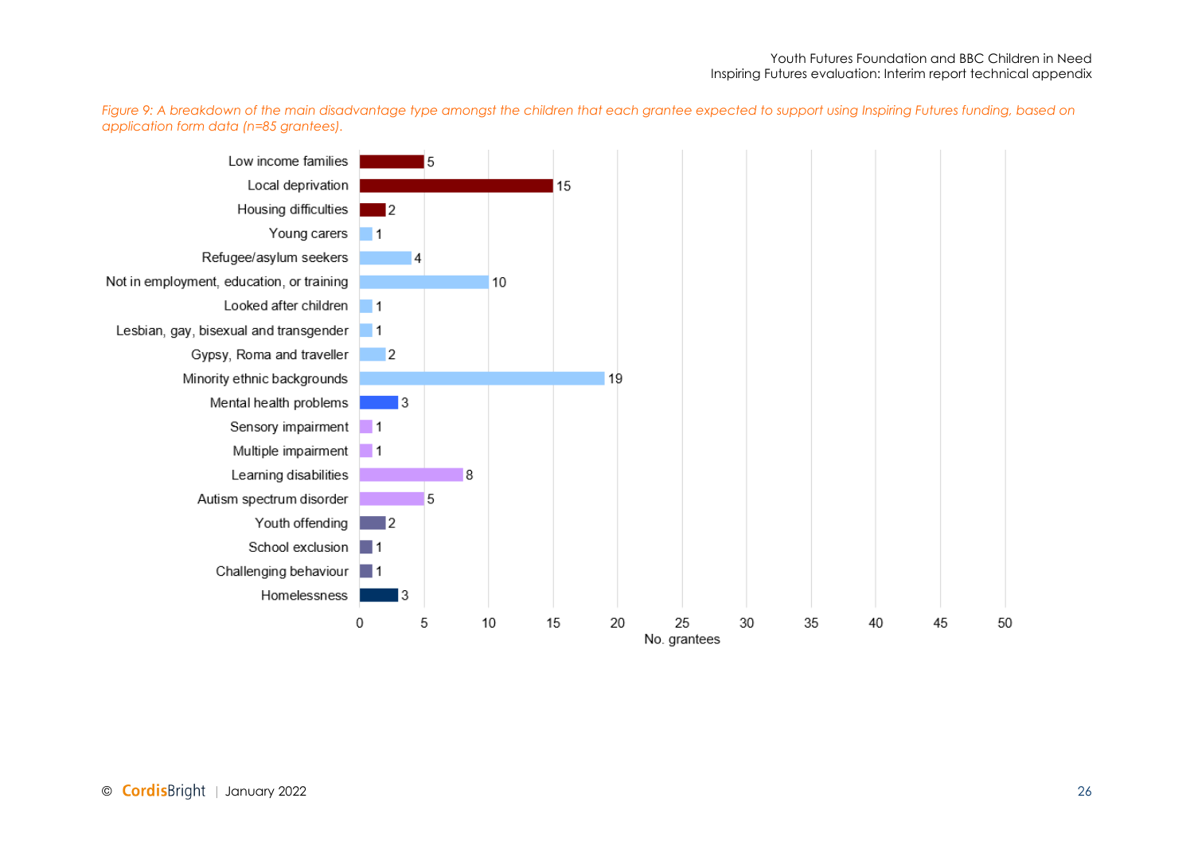*Figure 9: A breakdown of the main disadvantage type amongst the children that each grantee expected to support using Inspiring Futures funding, based on application form data (n=85 grantees).*

| Disadvantage type | No. grantees |
| --- | --- |
| Low income families | 5 |
| Local deprivation | 15 |
| Housing difficulties | 2 |
| Young carers | 1 |
| Refugee/asylum seekers | 4 |
| Not in employment, education, or training | 10 |
| Looked after children | 1 |
| Lesbian, gay, bisexual and transgender | 1 |
| Gypsy, Roma and traveller | 2 |
| Minority ethnic backgrounds | 19 |
| Mental health problems | 3 |
| Sensory impairment | 1 |
| Multiple impairment | 1 |
| Learning disabilities | 8 |
| Autism spectrum disorder | 5 |
| Youth offending | 2 |
| School exclusion | 1 |
| Challenging behaviour | 1 |
| Homelessness | 3 |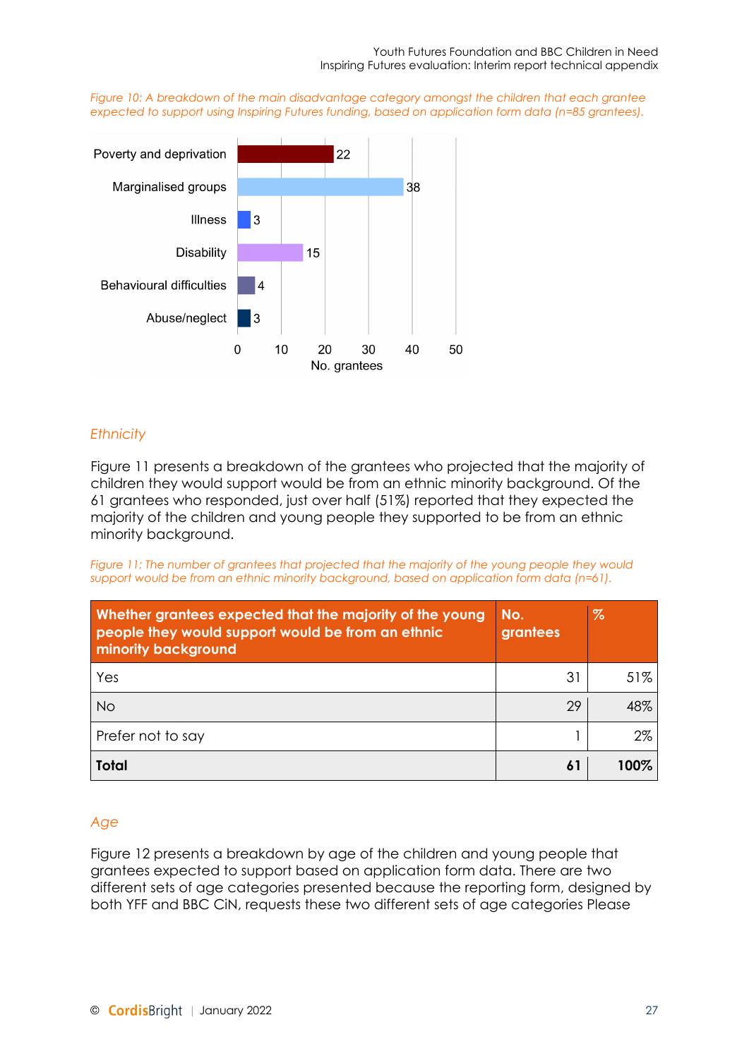*Figure 10: A breakdown of the main disadvantage category amongst the children that each grantee expected to support using Inspiring Futures funding, based on application form data (n=85 grantees).*

| Category | No. grantees |
|---|---|
| Poverty and deprivation | 22 |
| Marginalised groups | 38 |
| Illness | 3 |
| Disability | 15 |
| Behavioural difficulties | 4 |
| Abuse/neglect | 3 |

### *Ethnicity*

Figure 11 presents a breakdown of the grantees who projected that the majority of children they would support would be from an ethnic minority background. Of the 61 grantees who responded, just over half (51%) reported that they expected the majority of the children and young people they supported to be from an ethnic minority background.

*Figure 11: The number of grantees that projected that the majority of the young people they would support would be from an ethnic minority background, based on application form data (n=61).*

| Whether grantees expected that the majority of the young people they would support would be from an ethnic minority background | No. grantees | % |
|---|---|---|
| Yes | 31 | 51% |
| No | 29 | 48% |
| Prefer not to say | 1 | 2% |
| **Total** | **61** | **100%** |

### *Age*

Figure 12 presents a breakdown by age of the children and young people that grantees expected to support based on application form data. There are two different sets of age categories presented because the reporting form, designed by both YFF and BBC CiN, requests these two different sets of age categories Please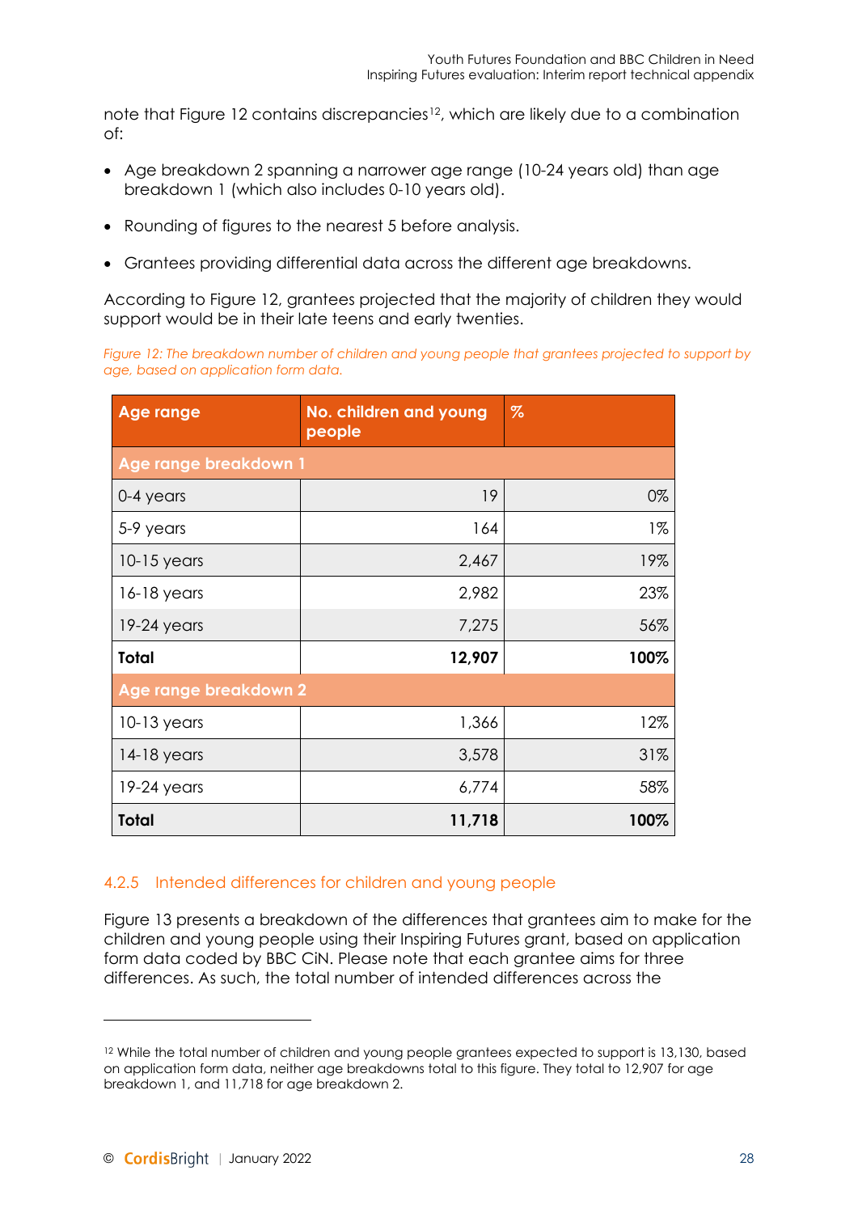note that Figure 12 contains discrepancies[12], which are likely due to a combination of:

- Age breakdown 2 spanning a narrower age range (10-24 years old) than age breakdown 1 (which also includes 0-10 years old).
- Rounding of figures to the nearest 5 before analysis.
- Grantees providing differential data across the different age breakdowns.

According to Figure 12, grantees projected that the majority of children they would support would be in their late teens and early twenties.

*Figure 12: The breakdown number of children and young people that grantees projected to support by age, based on application form data.*

| Age range | No. children and young people | % |
|---|---|---|
| **Age range breakdown 1** | | |
| 0-4 years | 19 | 0% |
| 5-9 years | 164 | 1% |
| 10-15 years | 2,467 | 19% |
| 16-18 years | 2,982 | 23% |
| 19-24 years | 7,275 | 56% |
| **Total** | **12,907** | **100%** |
| **Age range breakdown 2** | | |
| 10-13 years | 1,366 | 12% |
| 14-18 years | 3,578 | 31% |
| 19-24 years | 6,774 | 58% |
| **Total** | **11,718** | **100%** |

### 4.2.5 Intended differences for children and young people

Figure 13 presents a breakdown of the differences that grantees aim to make for the children and young people using their Inspiring Futures grant, based on application form data coded by BBC CiN. Please note that each grantee aims for three differences. As such, the total number of intended differences across the

[12] While the total number of children and young people grantees expected to support is 13,130, based on application form data, neither age breakdowns total to this figure. They total to 12,907 for age breakdown 1, and 11,718 for age breakdown 2.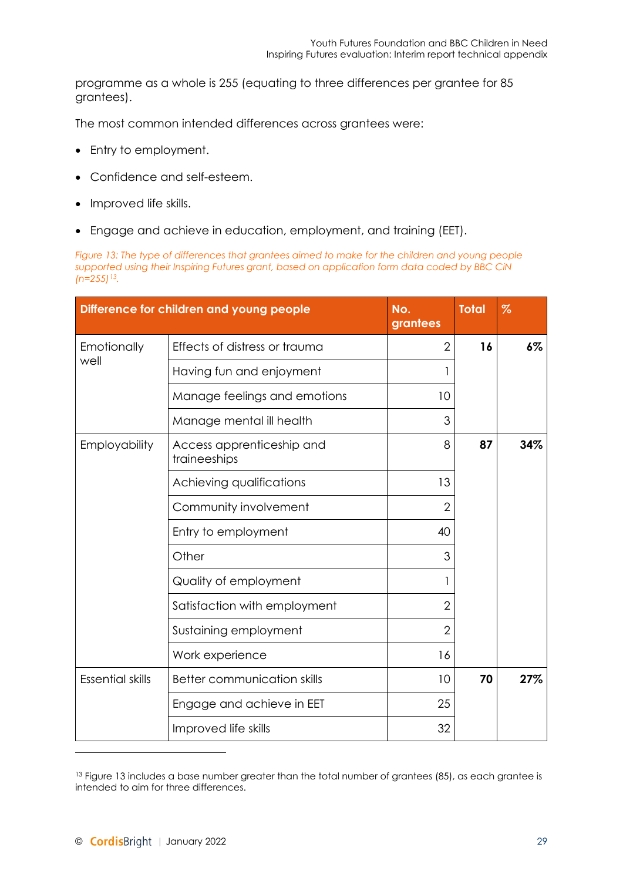programme as a whole is 255 (equating to three differences per grantee for 85 grantees).

The most common intended differences across grantees were:

- Entry to employment.
- Confidence and self-esteem.
- Improved life skills.
- Engage and achieve in education, employment, and training (EET).

*Figure 13: The type of differences that grantees aimed to make for the children and young people supported using their Inspiring Futures grant, based on application form data coded by BBC CiN (n=255)[13].*

| Difference for children and young people | | No. grantees | Total | % |
|---|---|---|---|---|
| Emotionally well | Effects of distress or trauma | 2 | **16** | **6%** |
| | Having fun and enjoyment | 1 | | |
| | Manage feelings and emotions | 10 | | |
| | Manage mental ill health | 3 | | |
| Employability | Access apprenticeship and traineeships | 8 | **87** | **34%** |
| | Achieving qualifications | 13 | | |
| | Community involvement | 2 | | |
| | Entry to employment | 40 | | |
| | Other | 3 | | |
| | Quality of employment | 1 | | |
| | Satisfaction with employment | 2 | | |
| | Sustaining employment | 2 | | |
| | Work experience | 16 | | |
| Essential skills | Better communication skills | 10 | **70** | **27%** |
| | Engage and achieve in EET | 25 | | |
| | Improved life skills | 32 | | |

[13] Figure 13 includes a base number greater than the total number of grantees (85), as each grantee is intended to aim for three differences.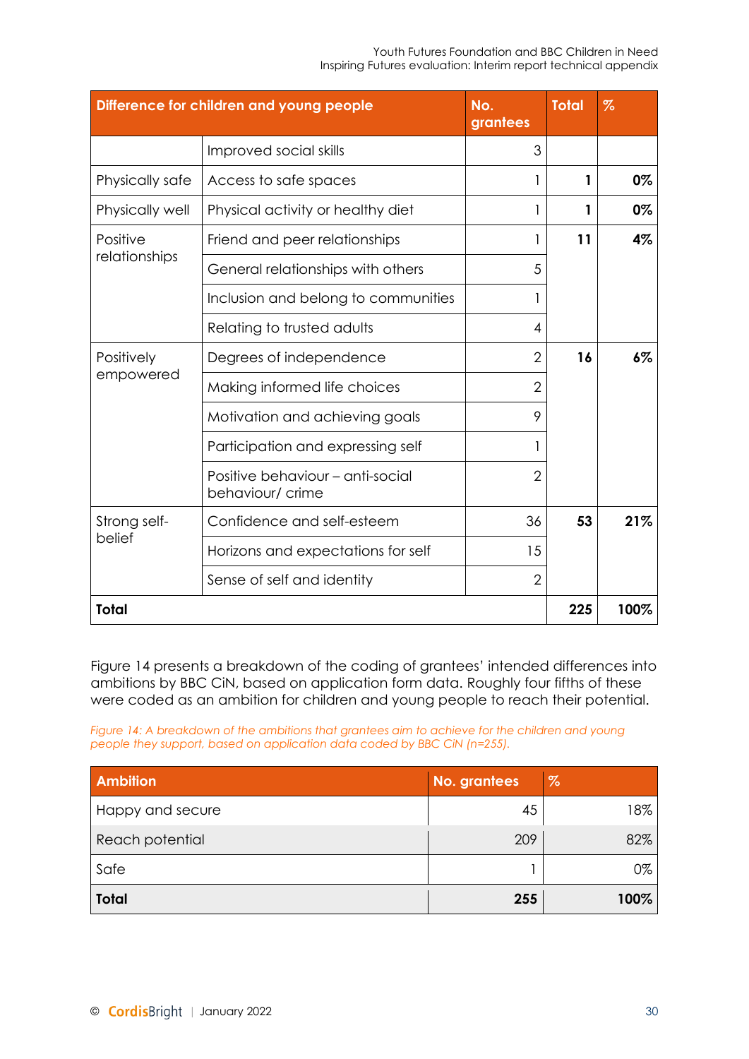| Difference for children and young people | | No. grantees | Total | % |
|---|---|---|---|---|
| | Improved social skills | 3 | | |
| Physically safe | Access to safe spaces | 1 | **1** | **0%** |
| Physically well | Physical activity or healthy diet | 1 | **1** | **0%** |
| Positive relationships | Friend and peer relationships | 1 | **11** | **4%** |
| | General relationships with others | 5 | | |
| | Inclusion and belong to communities | 1 | | |
| | Relating to trusted adults | 4 | | |
| Positively empowered | Degrees of independence | 2 | **16** | **6%** |
| | Making informed life choices | 2 | | |
| | Motivation and achieving goals | 9 | | |
| | Participation and expressing self | 1 | | |
| | Positive behaviour – anti-social behaviour/ crime | 2 | | |
| Strong self-belief | Confidence and self-esteem | 36 | **53** | **21%** |
| | Horizons and expectations for self | 15 | | |
| | Sense of self and identity | 2 | | |
| **Total** | | | **225** | **100%** |

Figure 14 presents a breakdown of the coding of grantees' intended differences into ambitions by BBC CiN, based on application form data. Roughly four fifths of these were coded as an ambition for children and young people to reach their potential.

*Figure 14: A breakdown of the ambitions that grantees aim to achieve for the children and young people they support, based on application data coded by BBC CiN (n=255).*

| Ambition | No. grantees | % |
|---|---|---|
| Happy and secure | 45 | 18% |
| Reach potential | 209 | 82% |
| Safe | 1 | 0% |
| **Total** | **255** | **100%** |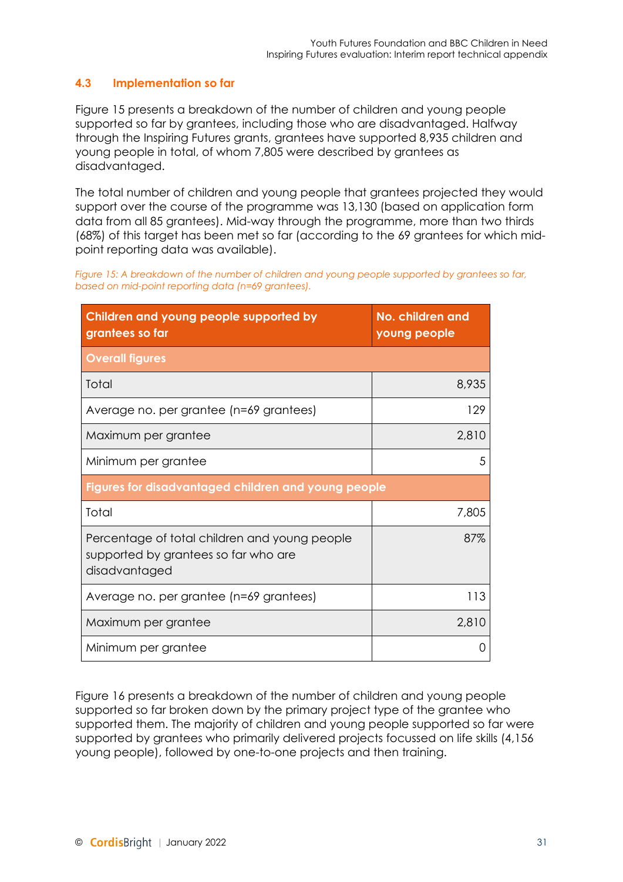### 4.3 Implementation so far

Figure 15 presents a breakdown of the number of children and young people supported so far by grantees, including those who are disadvantaged. Halfway through the Inspiring Futures grants, grantees have supported 8,935 children and young people in total, of whom 7,805 were described by grantees as disadvantaged.

The total number of children and young people that grantees projected they would support over the course of the programme was 13,130 (based on application form data from all 85 grantees). Mid-way through the programme, more than two thirds (68%) of this target has been met so far (according to the 69 grantees for which mid-point reporting data was available).

*Figure 15: A breakdown of the number of children and young people supported by grantees so far, based on mid-point reporting data (n=69 grantees).*

| Children and young people supported by grantees so far | No. children and young people |
|---|---|
| **Overall figures** | |
| Total | 8,935 |
| Average no. per grantee (n=69 grantees) | 129 |
| Maximum per grantee | 2,810 |
| Minimum per grantee | 5 |
| **Figures for disadvantaged children and young people** | |
| Total | 7,805 |
| Percentage of total children and young people supported by grantees so far who are disadvantaged | 87% |
| Average no. per grantee (n=69 grantees) | 113 |
| Maximum per grantee | 2,810 |
| Minimum per grantee | 0 |

Figure 16 presents a breakdown of the number of children and young people supported so far broken down by the primary project type of the grantee who supported them. The majority of children and young people supported so far were supported by grantees who primarily delivered projects focussed on life skills (4,156 young people), followed by one-to-one projects and then training.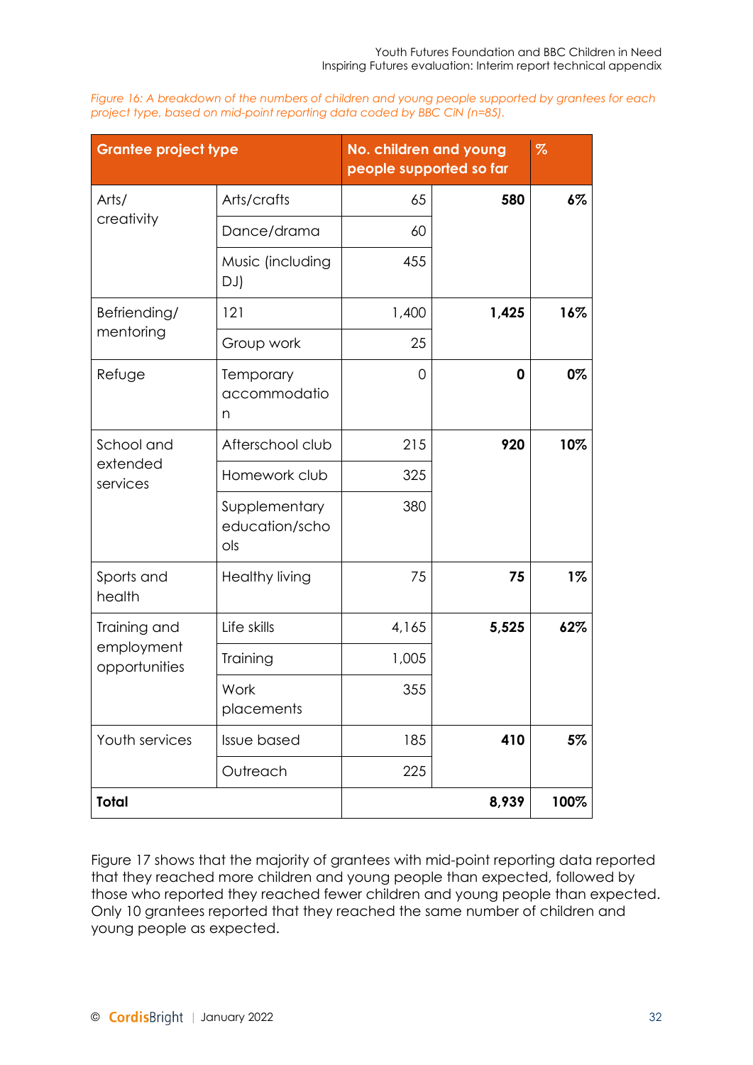*Figure 16: A breakdown of the numbers of children and young people supported by grantees for each project type, based on mid-point reporting data coded by BBC CiN (n=85).*

| Grantee project type | | No. children and young people supported so far | | % |
|---|---|---|---|---|
| Arts/ creativity | Arts/crafts | 65 | **580** | **6%** |
| | Dance/drama | 60 | | |
| | Music (including DJ) | 455 | | |
| Befriending/ mentoring | 121 | 1,400 | **1,425** | **16%** |
| | Group work | 25 | | |
| Refuge | Temporary accommodation | 0 | **0** | **0%** |
| School and extended services | Afterschool club | 215 | **920** | **10%** |
| | Homework club | 325 | | |
| | Supplementary education/schools | 380 | | |
| Sports and health | Healthy living | 75 | **75** | **1%** |
| Training and employment opportunities | Life skills | 4,165 | **5,525** | **62%** |
| | Training | 1,005 | | |
| | Work placements | 355 | | |
| Youth services | Issue based | 185 | **410** | **5%** |
| | Outreach | 225 | | |
| **Total** | | | **8,939** | **100%** |

Figure 17 shows that the majority of grantees with mid-point reporting data reported that they reached more children and young people than expected, followed by those who reported they reached fewer children and young people than expected. Only 10 grantees reported that they reached the same number of children and young people as expected.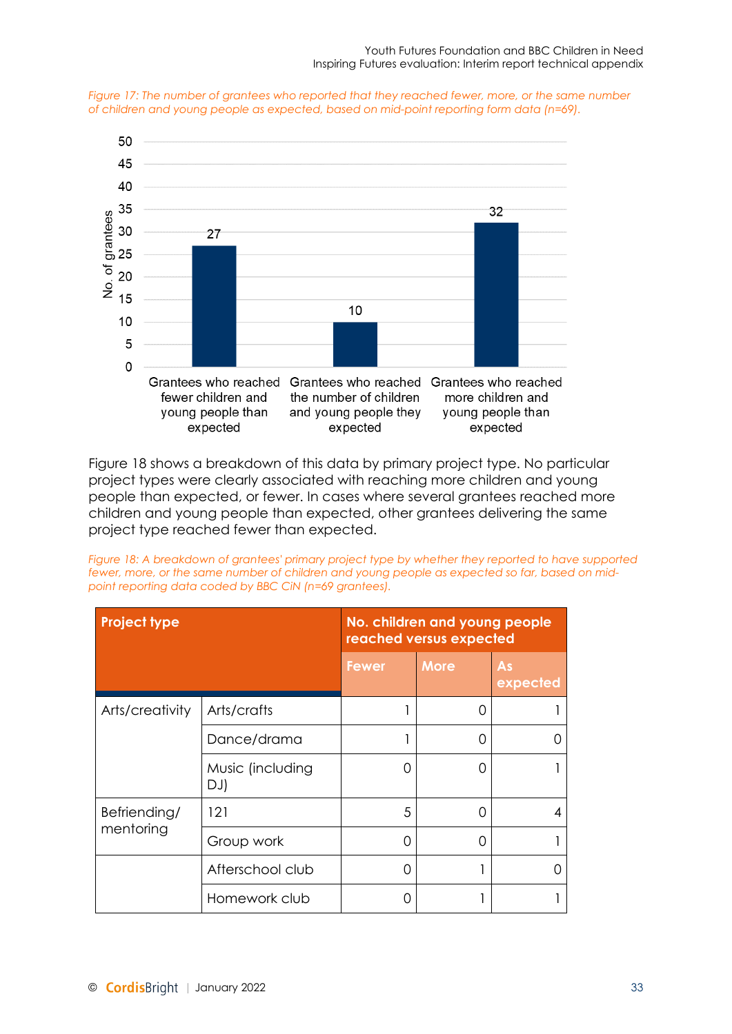*Figure 17: The number of grantees who reported that they reached fewer, more, or the same number of children and young people as expected, based on mid-point reporting form data (n=69).*

| | No. of grantees |
|---|---|
| Grantees who reached fewer children and young people than expected | 27 |
| Grantees who reached the number of children and young people they expected | 10 |
| Grantees who reached more children and young people than expected | 32 |

Figure 18 shows a breakdown of this data by primary project type. No particular project types were clearly associated with reaching more children and young people than expected, or fewer. In cases where several grantees reached more children and young people than expected, other grantees delivering the same project type reached fewer than expected.

*Figure 18: A breakdown of grantees' primary project type by whether they reported to have supported fewer, more, or the same number of children and young people as expected so far, based on mid-point reporting data coded by BBC CiN (n=69 grantees).*

| Project type | | No. children and young people reached versus expected | | |
|---|---|---|---|---|
| | | Fewer | More | As expected |
| Arts/creativity | Arts/crafts | 1 | 0 | 1 |
| | Dance/drama | 1 | 0 | 0 |
| | Music (including DJ) | 0 | 0 | 1 |
| Befriending/ mentoring | 121 | 5 | 0 | 4 |
| | Group work | 0 | 0 | 1 |
| | Afterschool club | 0 | 1 | 0 |
| | Homework club | 0 | 1 | 1 |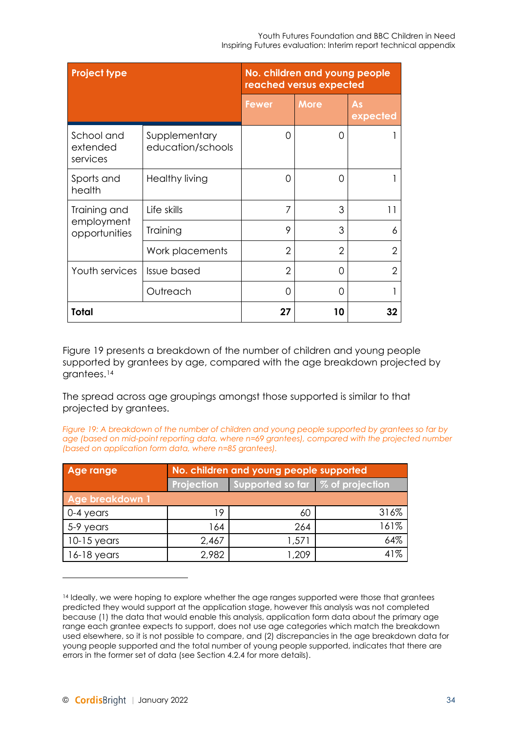| Project type | | No. children and young people reached versus expected | | |
|---|---|---|---|---|
| | | Fewer | More | As expected |
| School and extended services | Supplementary education/schools | 0 | 0 | 1 |
| Sports and health | Healthy living | 0 | 0 | 1 |
| Training and employment opportunities | Life skills | 7 | 3 | 11 |
| | Training | 9 | 3 | 6 |
| | Work placements | 2 | 2 | 2 |
| Youth services | Issue based | 2 | 0 | 2 |
| | Outreach | 0 | 0 | 1 |
| **Total** | | **27** | **10** | **32** |

Figure 19 presents a breakdown of the number of children and young people supported by grantees by age, compared with the age breakdown projected by grantees.[14]

The spread across age groupings amongst those supported is similar to that projected by grantees.

*Figure 19: A breakdown of the number of children and young people supported by grantees so far by age (based on mid-point reporting data, where n=69 grantees), compared with the projected number (based on application form data, where n=85 grantees).*

| Age range | No. children and young people supported | | |
|---|---|---|---|
| | Projection | Supported so far | % of projection |
| **Age breakdown 1** | | | |
| 0-4 years | 19 | 60 | 316% |
| 5-9 years | 164 | 264 | 161% |
| 10-15 years | 2,467 | 1,571 | 64% |
| 16-18 years | 2,982 | 1,209 | 41% |

[14] Ideally, we were hoping to explore whether the age ranges supported were those that grantees predicted they would support at the application stage, however this analysis was not completed because (1) the data that would enable this analysis, application form data about the primary age range each grantee expects to support, does not use age categories which match the breakdown used elsewhere, so it is not possible to compare, and (2) discrepancies in the age breakdown data for young people supported and the total number of young people supported, indicates that there are errors in the former set of data (see Section 4.2.4 for more details).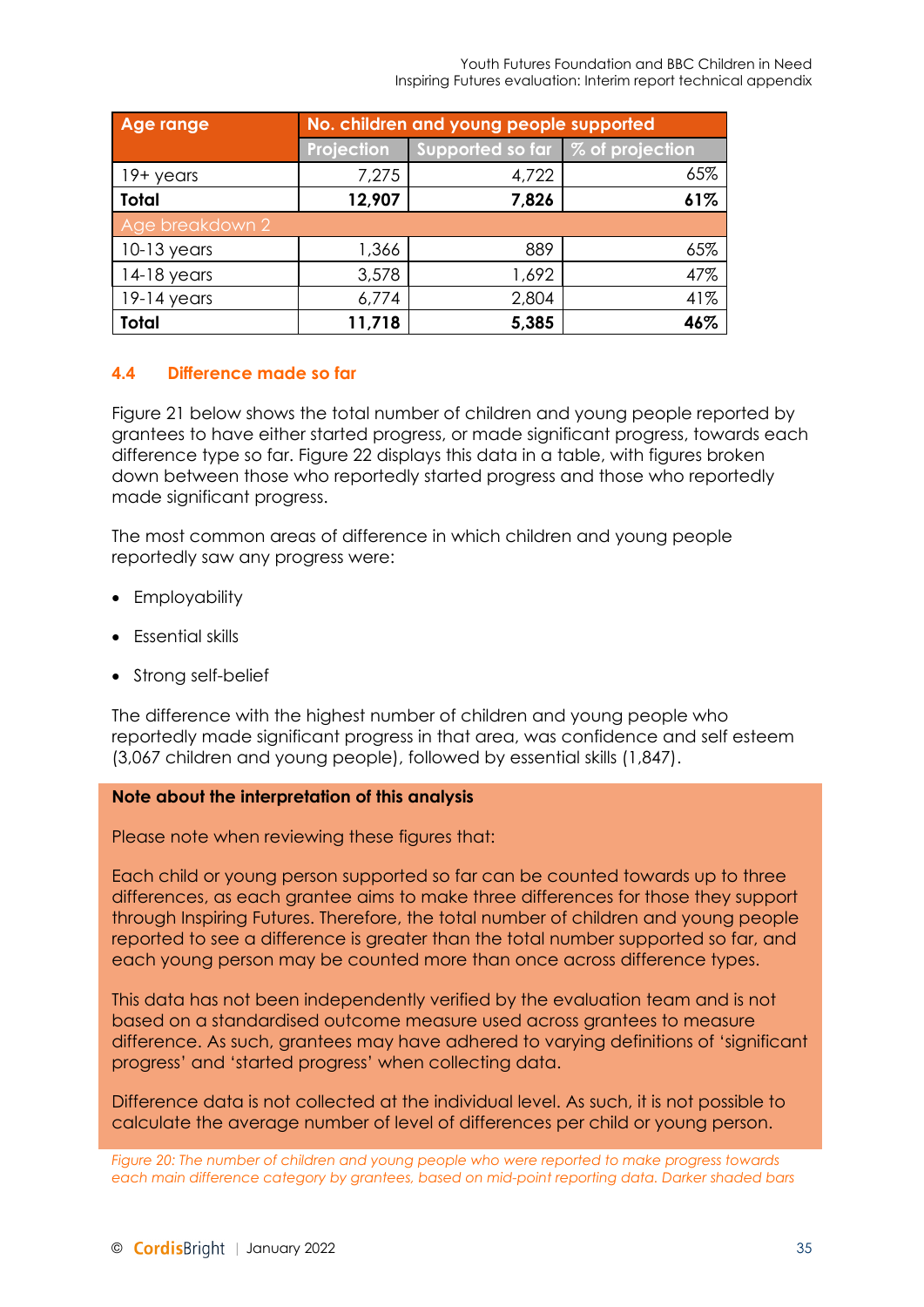| Age range | No. children and young people supported | | |
|---|---|---|---|
| | Projection | Supported so far | % of projection |
| 19+ years | 7,275 | 4,722 | 65% |
| **Total** | **12,907** | **7,826** | **61%** |
| Age breakdown 2 | | | |
| 10-13 years | 1,366 | 889 | 65% |
| 14-18 years | 3,578 | 1,692 | 47% |
| 19-14 years | 6,774 | 2,804 | 41% |
| **Total** | **11,718** | **5,385** | **46%** |

### 4.4 Difference made so far

Figure 21 below shows the total number of children and young people reported by grantees to have either started progress, or made significant progress, towards each difference type so far. Figure 22 displays this data in a table, with figures broken down between those who reportedly started progress and those who reportedly made significant progress.

The most common areas of difference in which children and young people reportedly saw any progress were:

- Employability
- Essential skills
- Strong self-belief

The difference with the highest number of children and young people who reportedly made significant progress in that area, was confidence and self esteem (3,067 children and young people), followed by essential skills (1,847).

**Note about the interpretation of this analysis**

Please note when reviewing these figures that:

Each child or young person supported so far can be counted towards up to three differences, as each grantee aims to make three differences for those they support through Inspiring Futures. Therefore, the total number of children and young people reported to see a difference is greater than the total number supported so far, and each young person may be counted more than once across difference types.

This data has not been independently verified by the evaluation team and is not based on a standardised outcome measure used across grantees to measure difference. As such, grantees may have adhered to varying definitions of 'significant progress' and 'started progress' when collecting data.

Difference data is not collected at the individual level. As such, it is not possible to calculate the average number of level of differences per child or young person.

*Figure 20: The number of children and young people who were reported to make progress towards each main difference category by grantees, based on mid-point reporting data. Darker shaded bars*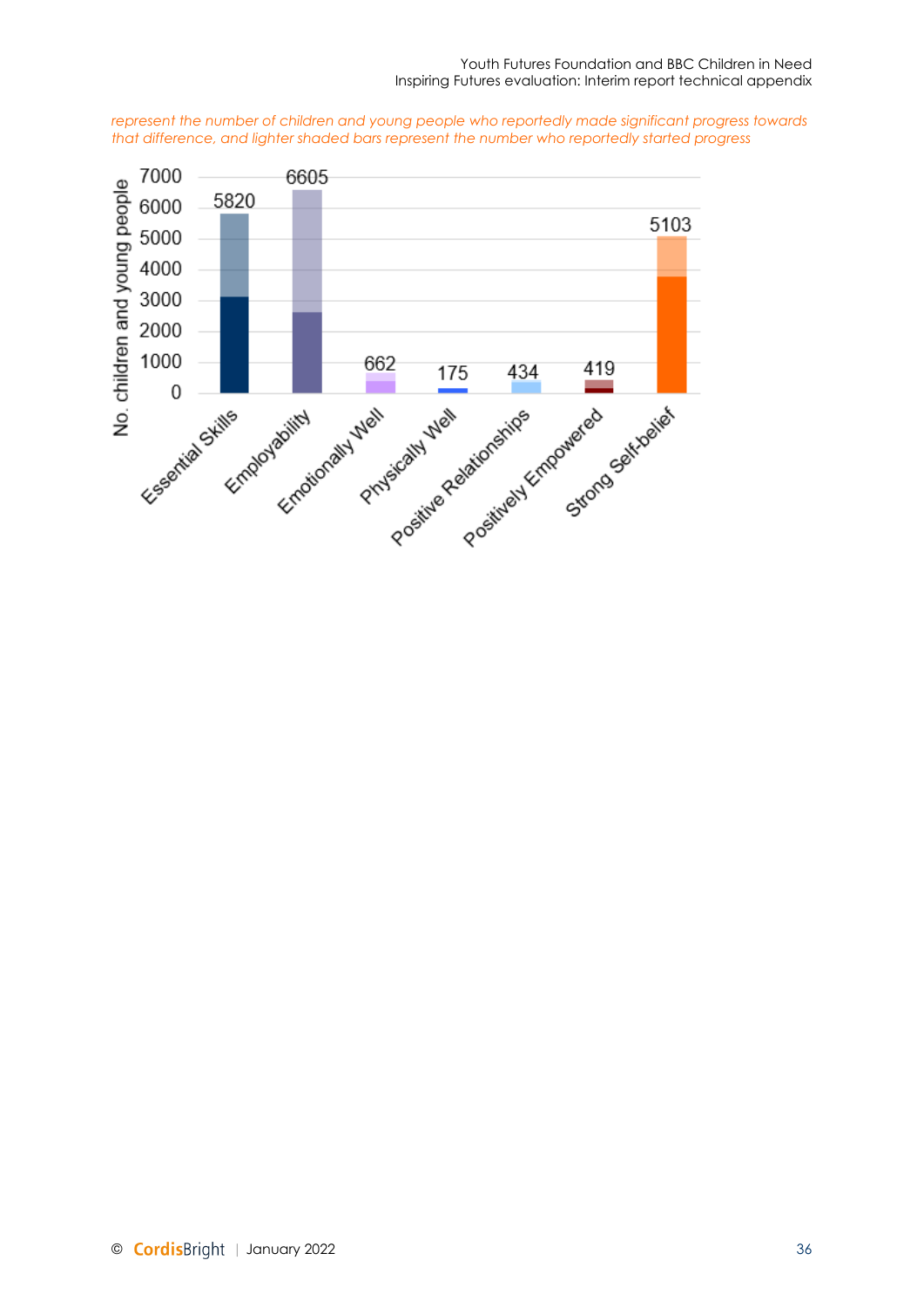*represent the number of children and young people who reportedly made significant progress towards that difference, and lighter shaded bars represent the number who reportedly started progress*

| Outcome | No. children and young people |
| --- | --- |
| Essential Skills | 5820 |
| Employability | 6605 |
| Emotionally Well | 662 |
| Physically Well | 175 |
| Positive Relationships | 434 |
| Positively Empowered | 419 |
| Strong Self-belief | 5103 |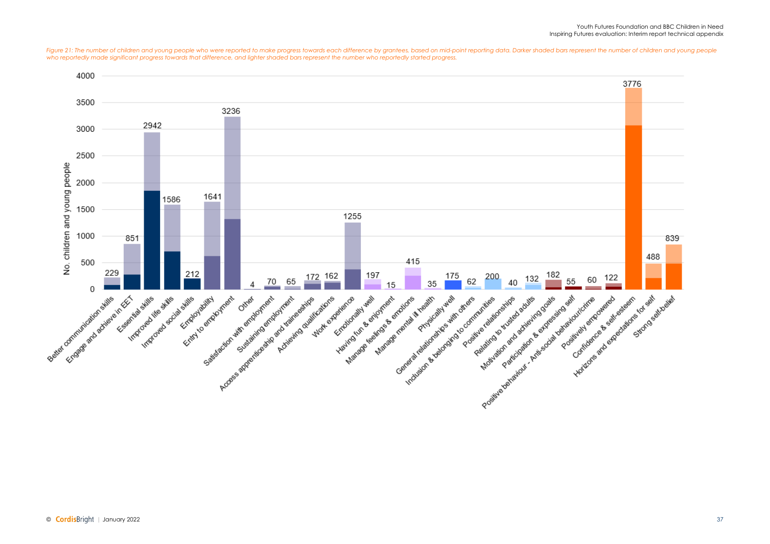*Figure 21: The number of children and young people who were reported to make progress towards each difference by grantees, based on mid-point reporting data. Darker shaded bars represent the number of children and young people who reportedly made significant progress towards that difference, and lighter shaded bars represent the number who reportedly started progress.*

| Difference | No. children and young people |
|---|---|
| Better communication skills | 229 |
| Engage and achieve in EET | 851 |
| Essential skills | 2942 |
| Improved life skills | 1586 |
| Improved social skills | 212 |
| Employability | 1641 |
| Entry to employment | 3236 |
| Other | 4 |
| Satisfaction with employment | 70 |
| Sustaining employment | 65 |
| Access apprenticeship and traineeships | 172 |
| Achieving qualifications | 162 |
| Work experience | 1255 |
| Emotionally well | 197 |
| Having fun & enjoyment | 15 |
| Manage feelings & emotions | 415 |
| Manage mental ill health | 35 |
| Physically well | 175 |
| General relationships with others | 62 |
| Inclusion & belonging to communities | 200 |
| Positive relationships | 40 |
| Relating to trusted adults | 132 |
| Motivation and achieving goals | 182 |
| Participation & expressing self | 55 |
| Positive behaviour - Anti-social behaviour/crime | 60 |
| Positively empowered | 122 |
| Confidence & self-esteem | 3776 |
| Horizons and expectations for self | 488 |
| Strong self-belief | 839 |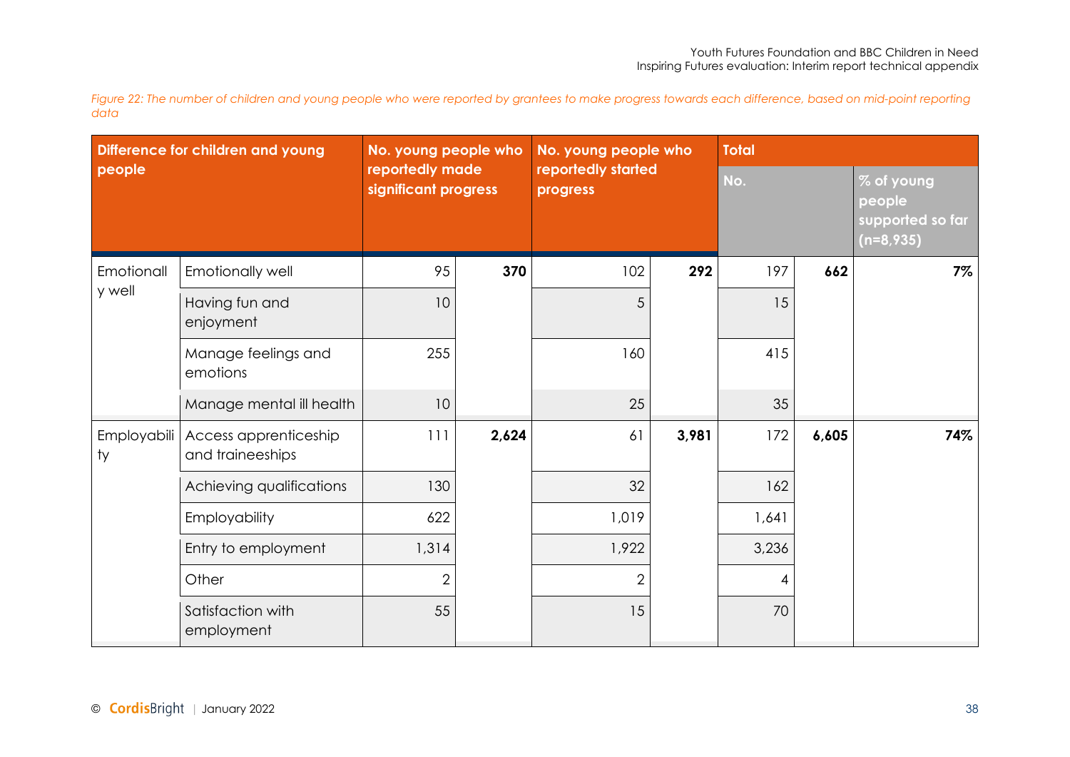*Figure 22: The number of children and young people who were reported by grantees to make progress towards each difference, based on mid-point reporting data*

| Difference for children and young people | | No. young people who reportedly made significant progress | | No. young people who reportedly started progress | | Total | | |
|---|---|---|---|---|---|---|---|---|
| | | | | | | No. | | % of young people supported so far (n=8,935) |
| Emotionally well | Emotionally well | 95 | **370** | 102 | **292** | 197 | **662** | **7%** |
| | Having fun and enjoyment | 10 | | 5 | | 15 | | |
| | Manage feelings and emotions | 255 | | 160 | | 415 | | |
| | Manage mental ill health | 10 | | 25 | | 35 | | |
| Employability | Access apprenticeship and traineeships | 111 | **2,624** | 61 | **3,981** | 172 | **6,605** | **74%** |
| | Achieving qualifications | 130 | | 32 | | 162 | | |
| | Employability | 622 | | 1,019 | | 1,641 | | |
| | Entry to employment | 1,314 | | 1,922 | | 3,236 | | |
| | Other | 2 | | 2 | | 4 | | |
| | Satisfaction with employment | 55 | | 15 | | 70 | | |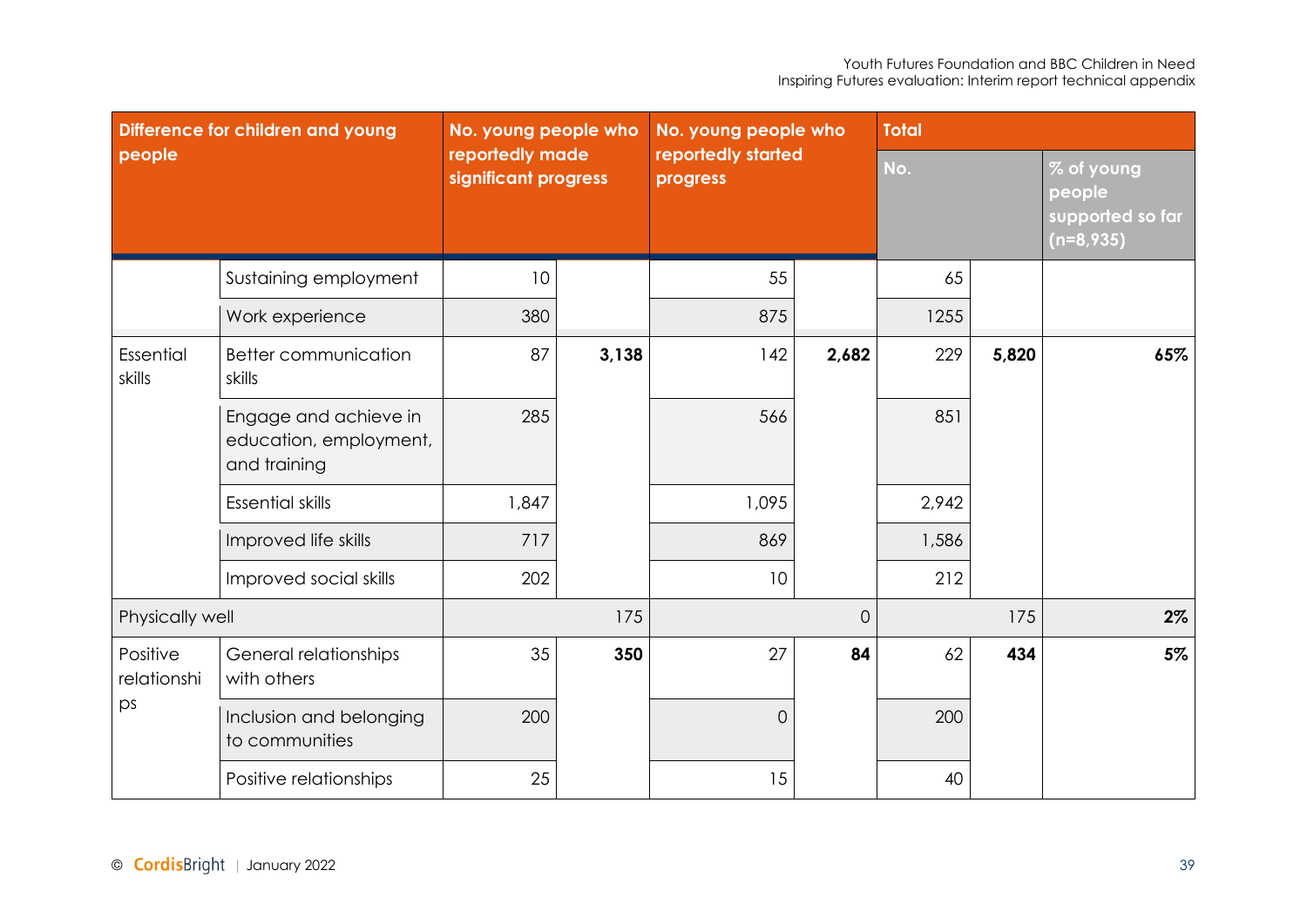| Difference for children and young people | | No. young people who reportedly made significant progress | | No. young people who reportedly started progress | | Total | | |
|---|---|---|---|---|---|---|---|---|
| | | | | | | No. | | % of young people supported so far (n=8,935) |
| | Sustaining employment | 10 | | 55 | | 65 | | |
| | Work experience | 380 | | 875 | | 1255 | | |
| Essential skills | Better communication skills | 87 | **3,138** | 142 | **2,682** | 229 | **5,820** | **65%** |
| | Engage and achieve in education, employment, and training | 285 | | 566 | | 851 | | |
| | Essential skills | 1,847 | | 1,095 | | 2,942 | | |
| | Improved life skills | 717 | | 869 | | 1,586 | | |
| | Improved social skills | 202 | | 10 | | 212 | | |
| Physically well | | | 175 | | 0 | | 175 | **2%** |
| Positive relationships | General relationships with others | 35 | **350** | 27 | **84** | 62 | **434** | **5%** |
| | Inclusion and belonging to communities | 200 | | 0 | | 200 | | |
| | Positive relationships | 25 | | 15 | | 40 | | |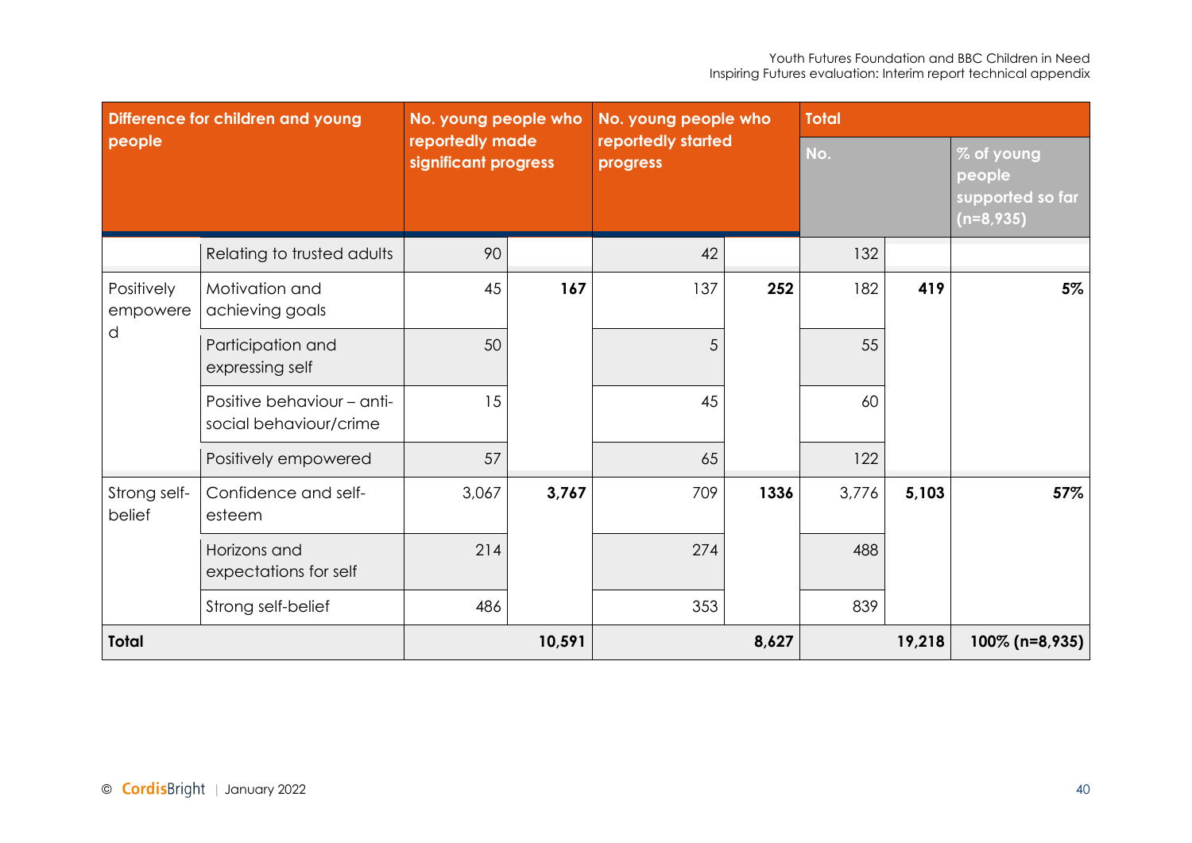| Difference for children and young people | | No. young people who reportedly made significant progress | | No. young people who reportedly started progress | | Total | | |
|---|---|---|---|---|---|---|---|---|
| | | | | | | No. | | % of young people supported so far (n=8,935) |
| | Relating to trusted adults | 90 | | 42 | | 132 | | |
| Positively empowered | Motivation and achieving goals | 45 | **167** | 137 | **252** | 182 | **419** | **5%** |
| | Participation and expressing self | 50 | | 5 | | 55 | | |
| | Positive behaviour – anti-social behaviour/crime | 15 | | 45 | | 60 | | |
| | Positively empowered | 57 | | 65 | | 122 | | |
| Strong self-belief | Confidence and self-esteem | 3,067 | **3,767** | 709 | **1336** | 3,776 | **5,103** | **57%** |
| | Horizons and expectations for self | 214 | | 274 | | 488 | | |
| | Strong self-belief | 486 | | 353 | | 839 | | |
| **Total** | | | **10,591** | | **8,627** | | **19,218** | **100% (n=8,935)** |